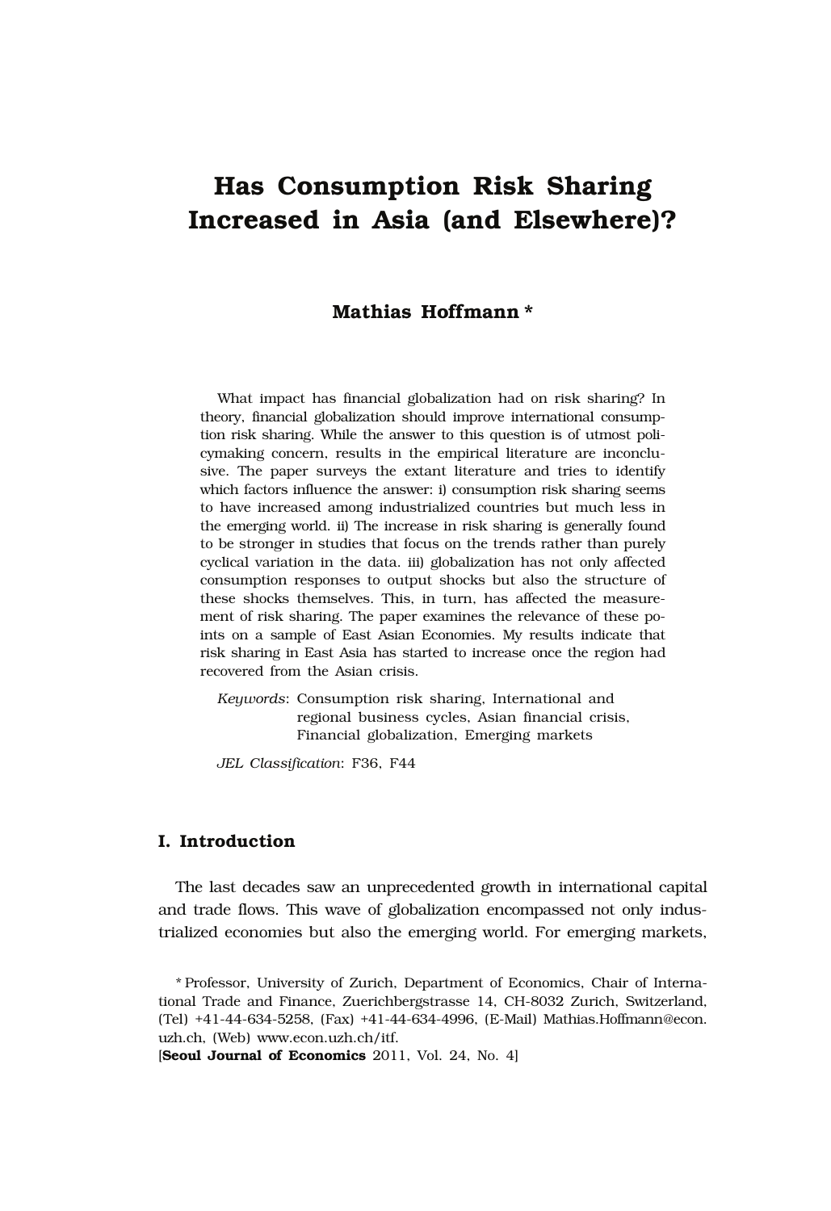# Has Consumption Risk Sharing Increased in Asia (and Elsewhere)?

**Mathias Hoffmann ***

What impact has financial globalization had on risk sharing? In theory, financial globalization should improve international consumption risk sharing. While the answer to this question is of utmost policymaking concern, results in the empirical literature are inconclusive. The paper surveys the extant literature and tries to identify which factors influence the answer: i) consumption risk sharing seems to have increased among industrialized countries but much less in the emerging world. ii) The increase in risk sharing is generally found to be stronger in studies that focus on the trends rather than purely cyclical variation in the data. iii) globalization has not only affected consumption responses to output shocks but also the structure of these shocks themselves. This, in turn, has affected the measurement of risk sharing. The paper examines the relevance of these points on a sample of East Asian Economies. My results indicate that risk sharing in East Asia has started to increase once the region had recovered from the Asian crisis.

*Keywords*: Consumption risk sharing, International and regional business cycles, Asian financial crisis, Financial globalization, Emerging markets

*JEL Classification*: F36, F44

## I. Introduction

The last decades saw an unprecedented growth in international capital and trade flows. This wave of globalization encompassed not only industrialized economies but also the emerging world. For emerging markets,

* Professor, University of Zurich, Department of Economics, Chair of International Trade and Finance, Zuerichbergstrasse 14, CH-8032 Zurich, Switzerland, (Tel) +41-44-634-5258, (Fax) +41-44-634-4996, (E-Mail) Mathias.Hoffmann@econ.uzh.ch, (Web) www.econ.uzh.ch/itf.

[**Seoul Journal of Economics** 2011, Vol. 24, No. 4]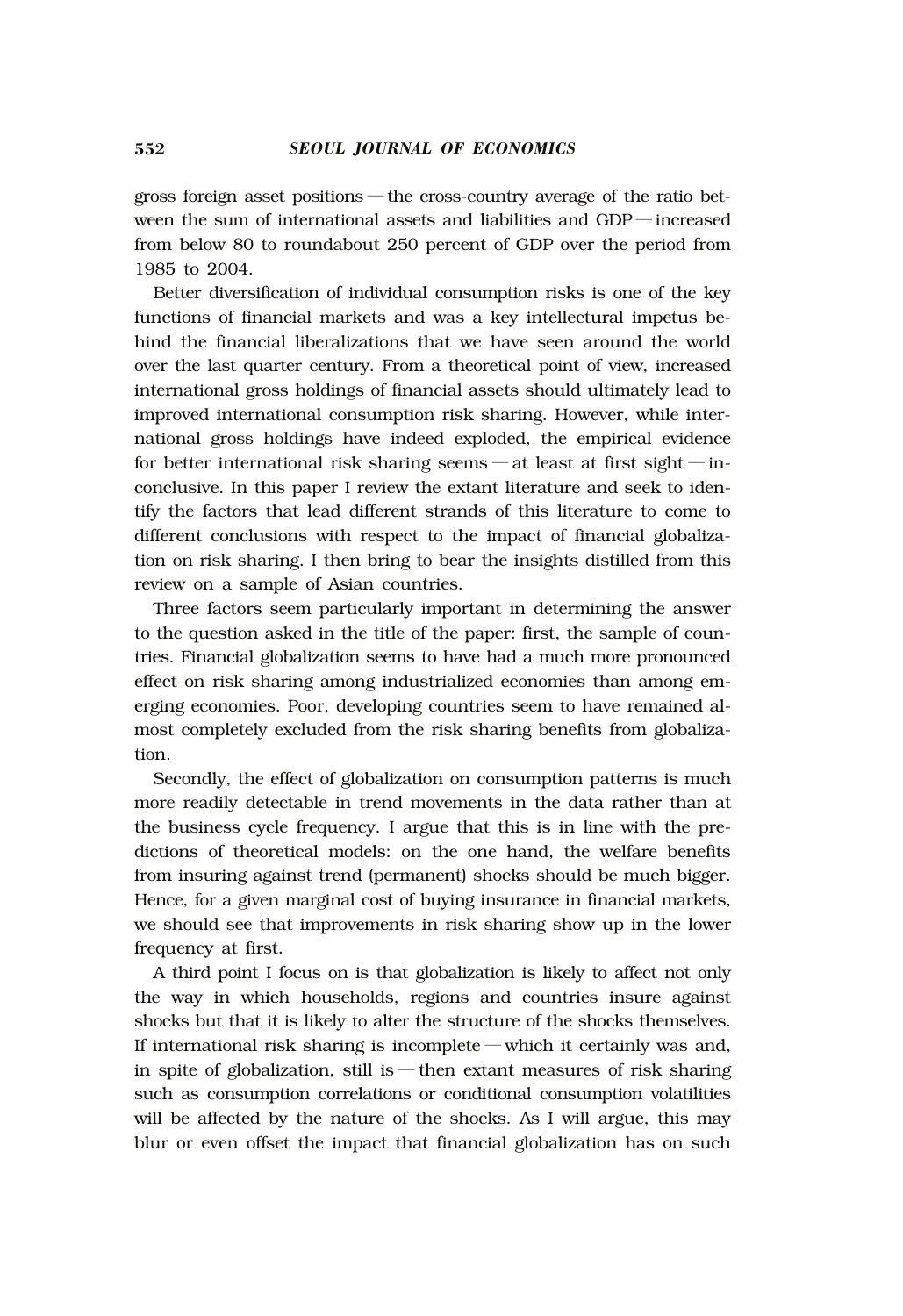gross foreign asset positions — the cross-country average of the ratio between the sum of international assets and liabilities and GDP — increased from below 80 to roundabout 250 percent of GDP over the period from 1985 to 2004.

Better diversification of individual consumption risks is one of the key functions of financial markets and was a key intellectural impetus behind the financial liberalizations that we have seen around the world over the last quarter century. From a theoretical point of view, increased international gross holdings of financial assets should ultimately lead to improved international consumption risk sharing. However, while international gross holdings have indeed exploded, the empirical evidence for better international risk sharing seems — at least at first sight — inconclusive. In this paper I review the extant literature and seek to identify the factors that lead different strands of this literature to come to different conclusions with respect to the impact of financial globalization on risk sharing. I then bring to bear the insights distilled from this review on a sample of Asian countries.

Three factors seem particularly important in determining the answer to the question asked in the title of the paper: first, the sample of countries. Financial globalization seems to have had a much more pronounced effect on risk sharing among industrialized economies than among emerging economies. Poor, developing countries seem to have remained almost completely excluded from the risk sharing benefits from globalization.

Secondly, the effect of globalization on consumption patterns is much more readily detectable in trend movements in the data rather than at the business cycle frequency. I argue that this is in line with the predictions of theoretical models: on the one hand, the welfare benefits from insuring against trend (permanent) shocks should be much bigger. Hence, for a given marginal cost of buying insurance in financial markets, we should see that improvements in risk sharing show up in the lower frequency at first.

A third point I focus on is that globalization is likely to affect not only the way in which households, regions and countries insure against shocks but that it is likely to alter the structure of the shocks themselves. If international risk sharing is incomplete — which it certainly was and, in spite of globalization, still is — then extant measures of risk sharing such as consumption correlations or conditional consumption volatilities will be affected by the nature of the shocks. As I will argue, this may blur or even offset the impact that financial globalization has on such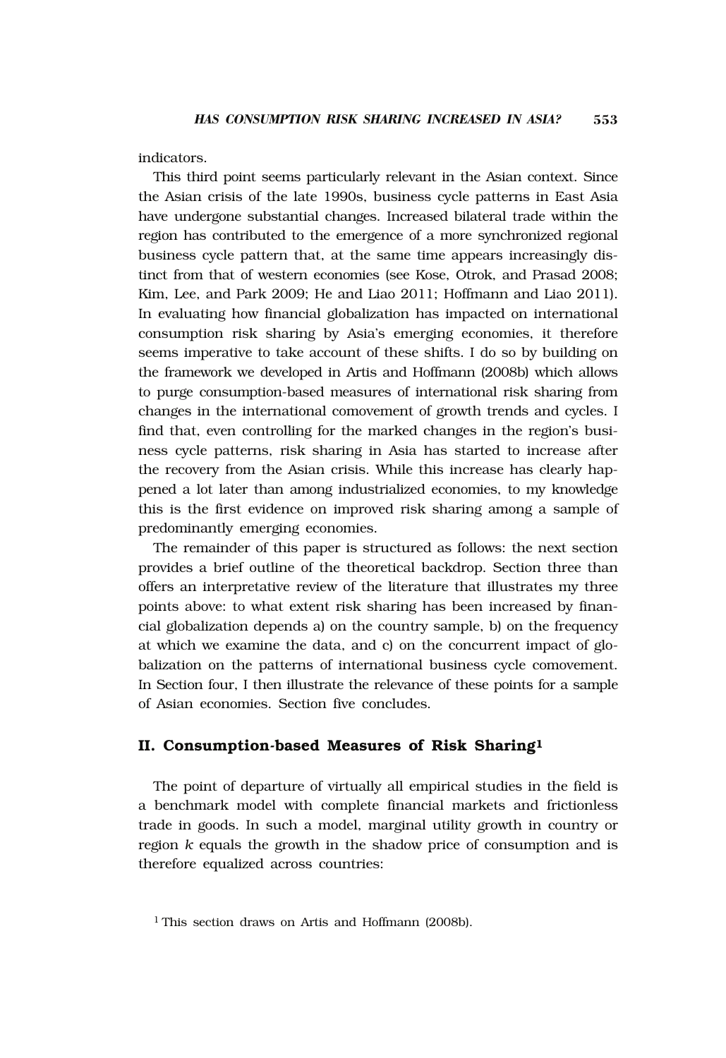indicators.

This third point seems particularly relevant in the Asian context. Since the Asian crisis of the late 1990s, business cycle patterns in East Asia have undergone substantial changes. Increased bilateral trade within the region has contributed to the emergence of a more synchronized regional business cycle pattern that, at the same time appears increasingly distinct from that of western economies (see Kose, Otrok, and Prasad 2008; Kim, Lee, and Park 2009; He and Liao 2011; Hoffmann and Liao 2011). In evaluating how financial globalization has impacted on international consumption risk sharing by Asia's emerging economies, it therefore seems imperative to take account of these shifts. I do so by building on the framework we developed in Artis and Hoffmann (2008b) which allows to purge consumption-based measures of international risk sharing from changes in the international comovement of growth trends and cycles. I find that, even controlling for the marked changes in the region's business cycle patterns, risk sharing in Asia has started to increase after the recovery from the Asian crisis. While this increase has clearly happened a lot later than among industrialized economies, to my knowledge this is the first evidence on improved risk sharing among a sample of predominantly emerging economies.

The remainder of this paper is structured as follows: the next section provides a brief outline of the theoretical backdrop. Section three than offers an interpretative review of the literature that illustrates my three points above: to what extent risk sharing has been increased by financial globalization depends a) on the country sample, b) on the frequency at which we examine the data, and c) on the concurrent impact of globalization on the patterns of international business cycle comovement. In Section four, I then illustrate the relevance of these points for a sample of Asian economies. Section five concludes.

## II. Consumption-based Measures of Risk Sharing[1]

The point of departure of virtually all empirical studies in the field is a benchmark model with complete financial markets and frictionless trade in goods. In such a model, marginal utility growth in country or region *k* equals the growth in the shadow price of consumption and is therefore equalized across countries:

[1] This section draws on Artis and Hoffmann (2008b).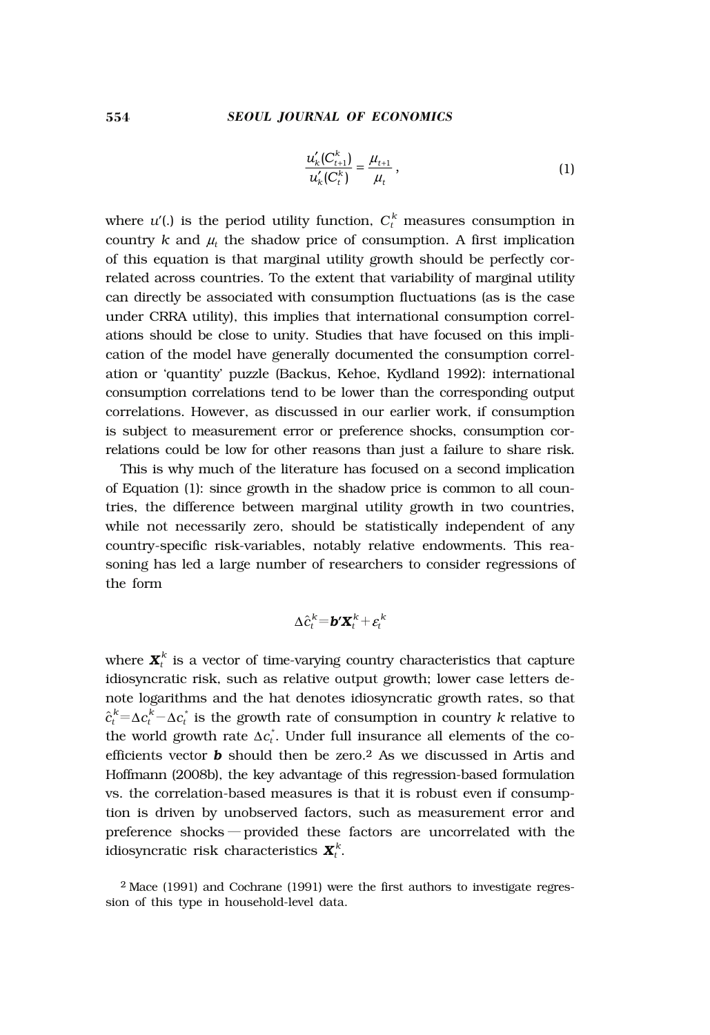$$\frac{u_k'(C_{t+1}^k)}{u_k'(C_t^k)} = \frac{\mu_{t+1}}{\mu_t}, \tag{1}$$

where $u'(.)$ is the period utility function, $C_t^k$ measures consumption in country $k$ and $\mu_t$ the shadow price of consumption. A first implication of this equation is that marginal utility growth should be perfectly correlated across countries. To the extent that variability of marginal utility can directly be associated with consumption fluctuations (as is the case under CRRA utility), this implies that international consumption correlations should be close to unity. Studies that have focused on this implication of the model have generally documented the consumption correlation or 'quantity' puzzle (Backus, Kehoe, Kydland 1992): international consumption correlations tend to be lower than the corresponding output correlations. However, as discussed in our earlier work, if consumption is subject to measurement error or preference shocks, consumption correlations could be low for other reasons than just a failure to share risk.

This is why much of the literature has focused on a second implication of Equation (1): since growth in the shadow price is common to all countries, the difference between marginal utility growth in two countries, while not necessarily zero, should be statistically independent of any country-specific risk-variables, notably relative endowments. This reasoning has led a large number of researchers to consider regressions of the form

$$\Delta\hat{c}_t^k = \boldsymbol{b}'\boldsymbol{X}_t^k + \varepsilon_t^k$$

where $\boldsymbol{X}_t^k$ is a vector of time-varying country characteristics that capture idiosyncratic risk, such as relative output growth; lower case letters denote logarithms and the hat denotes idiosyncratic growth rates, so that $\hat{c}_t^k = \Delta c_t^k - \Delta c_t^*$ is the growth rate of consumption in country $k$ relative to the world growth rate $\Delta c_t^*$. Under full insurance all elements of the coefficients vector $\boldsymbol{b}$ should then be zero.[2] As we discussed in Artis and Hoffmann (2008b), the key advantage of this regression-based formulation vs. the correlation-based measures is that it is robust even if consumption is driven by unobserved factors, such as measurement error and preference shocks — provided these factors are uncorrelated with the idiosyncratic risk characteristics $\boldsymbol{X}_t^k$.

[2] Mace (1991) and Cochrane (1991) were the first authors to investigate regression of this type in household-level data.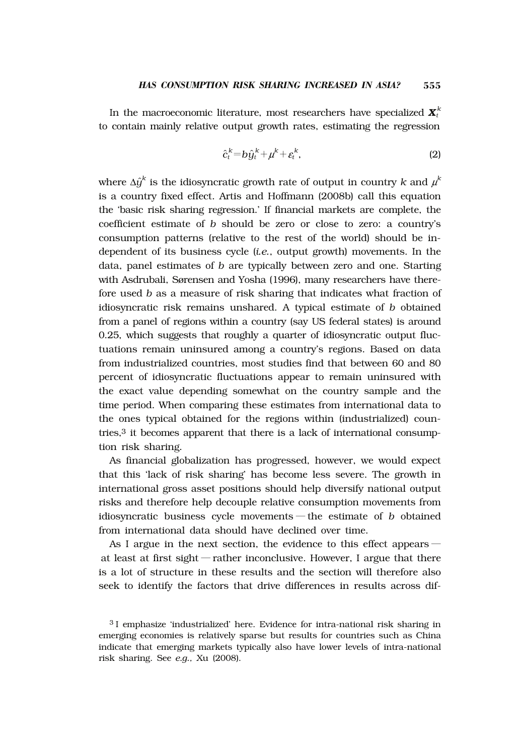In the macroeconomic literature, most researchers have specialized $\boldsymbol{X}_t^k$ to contain mainly relative output growth rates, estimating the regression

$$\hat{c}_t^k = b\hat{y}_t^k + \mu^k + \varepsilon_t^k, \tag{2}$$

where $\Delta\hat{y}^k$ is the idiosyncratic growth rate of output in country $k$ and $\mu^k$ is a country fixed effect. Artis and Hoffmann (2008b) call this equation the 'basic risk sharing regression.' If financial markets are complete, the coefficient estimate of $b$ should be zero or close to zero: a country's consumption patterns (relative to the rest of the world) should be independent of its business cycle (*i.e.*, output growth) movements. In the data, panel estimates of $b$ are typically between zero and one. Starting with Asdrubali, Sørensen and Yosha (1996), many researchers have therefore used $b$ as a measure of risk sharing that indicates what fraction of idiosyncratic risk remains unshared. A typical estimate of $b$ obtained from a panel of regions within a country (say US federal states) is around 0.25, which suggests that roughly a quarter of idiosyncratic output fluctuations remain uninsured among a country's regions. Based on data from industrialized countries, most studies find that between 60 and 80 percent of idiosyncratic fluctuations appear to remain uninsured with the exact value depending somewhat on the country sample and the time period. When comparing these estimates from international data to the ones typical obtained for the regions within (industrialized) countries,[3] it becomes apparent that there is a lack of international consumption risk sharing.

As financial globalization has progressed, however, we would expect that this 'lack of risk sharing' has become less severe. The growth in international gross asset positions should help diversify national output risks and therefore help decouple relative consumption movements from idiosyncratic business cycle movements — the estimate of $b$ obtained from international data should have declined over time.

As I argue in the next section, the evidence to this effect appears — at least at first sight — rather inconclusive. However, I argue that there is a lot of structure in these results and the section will therefore also seek to identify the factors that drive differences in results across dif-

[3] I emphasize 'industrialized' here. Evidence for intra-national risk sharing in emerging economies is relatively sparse but results for countries such as China indicate that emerging markets typically also have lower levels of intra-national risk sharing. See *e.g.*, Xu (2008).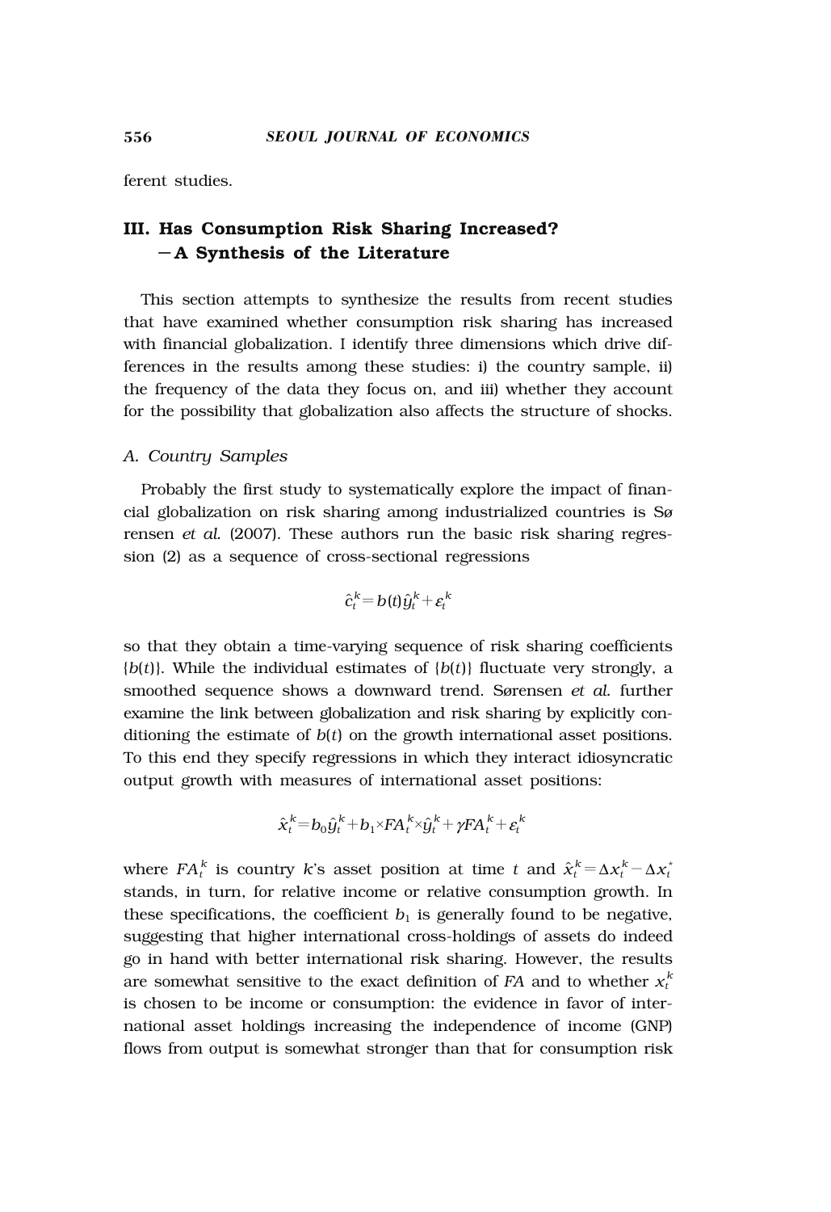ferent studies.

## III. Has Consumption Risk Sharing Increased? —A Synthesis of the Literature

This section attempts to synthesize the results from recent studies that have examined whether consumption risk sharing has increased with financial globalization. I identify three dimensions which drive differences in the results among these studies: i) the country sample, ii) the frequency of the data they focus on, and iii) whether they account for the possibility that globalization also affects the structure of shocks.

### *A. Country Samples*

Probably the first study to systematically explore the impact of financial globalization on risk sharing among industrialized countries is Sørensen *et al.* (2007). These authors run the basic risk sharing regression (2) as a sequence of cross-sectional regressions

$$\hat{c}_t^k = b(t)\hat{y}_t^k + \varepsilon_t^k$$

so that they obtain a time-varying sequence of risk sharing coefficients $\{b(t)\}$. While the individual estimates of $\{b(t)\}$ fluctuate very strongly, a smoothed sequence shows a downward trend. Sørensen *et al.* further examine the link between globalization and risk sharing by explicitly conditioning the estimate of $b(t)$ on the growth international asset positions. To this end they specify regressions in which they interact idiosyncratic output growth with measures of international asset positions:

$$\hat{x}_t^k = b_0\hat{y}_t^k + b_1 \times FA_t^k \times \hat{y}_t^k + \gamma FA_t^k + \varepsilon_t^k$$

where $FA_t^k$ is country $k$'s asset position at time $t$ and $\hat{x}_t^k = \Delta x_t^k - \Delta x_t^*$ stands, in turn, for relative income or relative consumption growth. In these specifications, the coefficient $b_1$ is generally found to be negative, suggesting that higher international cross-holdings of assets do indeed go in hand with better international risk sharing. However, the results are somewhat sensitive to the exact definition of $FA$ and to whether $x_t^k$ is chosen to be income or consumption: the evidence in favor of international asset holdings increasing the independence of income (GNP) flows from output is somewhat stronger than that for consumption risk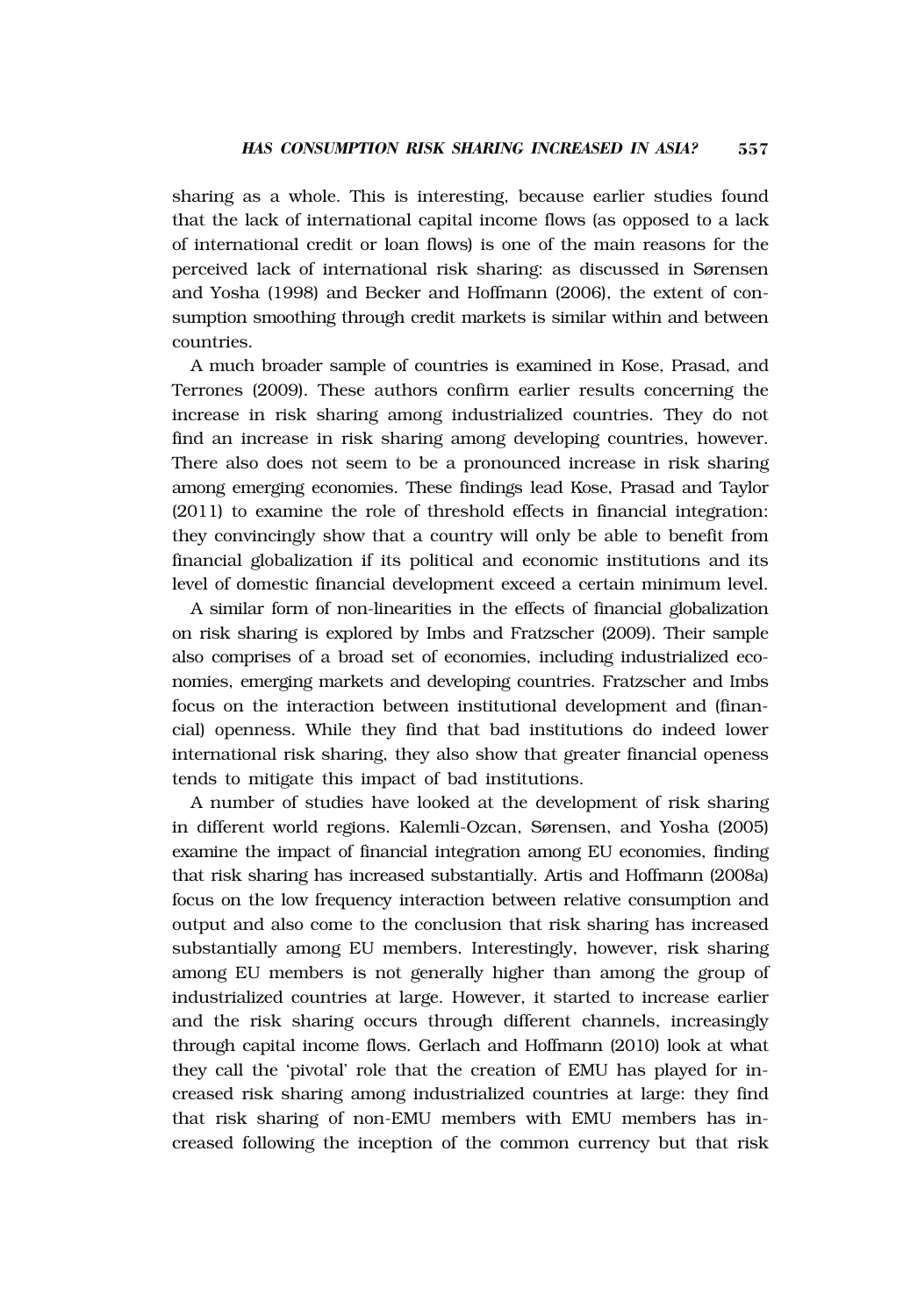sharing as a whole. This is interesting, because earlier studies found that the lack of international capital income flows (as opposed to a lack of international credit or loan flows) is one of the main reasons for the perceived lack of international risk sharing: as discussed in Sørensen and Yosha (1998) and Becker and Hoffmann (2006), the extent of consumption smoothing through credit markets is similar within and between countries.

A much broader sample of countries is examined in Kose, Prasad, and Terrones (2009). These authors confirm earlier results concerning the increase in risk sharing among industrialized countries. They do not find an increase in risk sharing among developing countries, however. There also does not seem to be a pronounced increase in risk sharing among emerging economies. These findings lead Kose, Prasad and Taylor (2011) to examine the role of threshold effects in financial integration: they convincingly show that a country will only be able to benefit from financial globalization if its political and economic institutions and its level of domestic financial development exceed a certain minimum level.

A similar form of non-linearities in the effects of financial globalization on risk sharing is explored by Imbs and Fratzscher (2009). Their sample also comprises of a broad set of economies, including industrialized economies, emerging markets and developing countries. Fratzscher and Imbs focus on the interaction between institutional development and (financial) openness. While they find that bad institutions do indeed lower international risk sharing, they also show that greater financial openess tends to mitigate this impact of bad institutions.

A number of studies have looked at the development of risk sharing in different world regions. Kalemli-Ozcan, Sørensen, and Yosha (2005) examine the impact of financial integration among EU economies, finding that risk sharing has increased substantially. Artis and Hoffmann (2008a) focus on the low frequency interaction between relative consumption and output and also come to the conclusion that risk sharing has increased substantially among EU members. Interestingly, however, risk sharing among EU members is not generally higher than among the group of industrialized countries at large. However, it started to increase earlier and the risk sharing occurs through different channels, increasingly through capital income flows. Gerlach and Hoffmann (2010) look at what they call the 'pivotal' role that the creation of EMU has played for increased risk sharing among industrialized countries at large: they find that risk sharing of non-EMU members with EMU members has increased following the inception of the common currency but that risk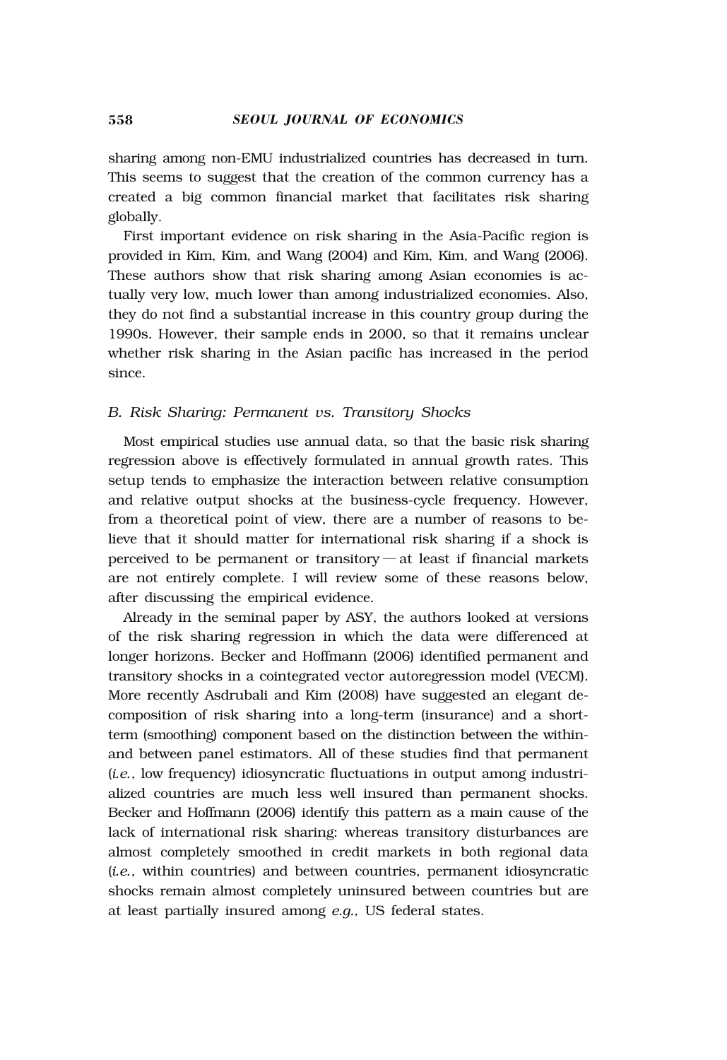sharing among non-EMU industrialized countries has decreased in turn. This seems to suggest that the creation of the common currency has a created a big common financial market that facilitates risk sharing globally.

First important evidence on risk sharing in the Asia-Pacific region is provided in Kim, Kim, and Wang (2004) and Kim, Kim, and Wang (2006). These authors show that risk sharing among Asian economies is actually very low, much lower than among industrialized economies. Also, they do not find a substantial increase in this country group during the 1990s. However, their sample ends in 2000, so that it remains unclear whether risk sharing in the Asian pacific has increased in the period since.

### *B. Risk Sharing: Permanent vs. Transitory Shocks*

Most empirical studies use annual data, so that the basic risk sharing regression above is effectively formulated in annual growth rates. This setup tends to emphasize the interaction between relative consumption and relative output shocks at the business-cycle frequency. However, from a theoretical point of view, there are a number of reasons to believe that it should matter for international risk sharing if a shock is perceived to be permanent or transitory — at least if financial markets are not entirely complete. I will review some of these reasons below, after discussing the empirical evidence.

Already in the seminal paper by ASY, the authors looked at versions of the risk sharing regression in which the data were differenced at longer horizons. Becker and Hoffmann (2006) identified permanent and transitory shocks in a cointegrated vector autoregression model (VECM). More recently Asdrubali and Kim (2008) have suggested an elegant decomposition of risk sharing into a long-term (insurance) and a short-term (smoothing) component based on the distinction between the within- and between panel estimators. All of these studies find that permanent (*i.e.*, low frequency) idiosyncratic fluctuations in output among industrialized countries are much less well insured than permanent shocks. Becker and Hoffmann (2006) identify this pattern as a main cause of the lack of international risk sharing: whereas transitory disturbances are almost completely smoothed in credit markets in both regional data (*i.e.*, within countries) and between countries, permanent idiosyncratic shocks remain almost completely uninsured between countries but are at least partially insured among *e.g.*, US federal states.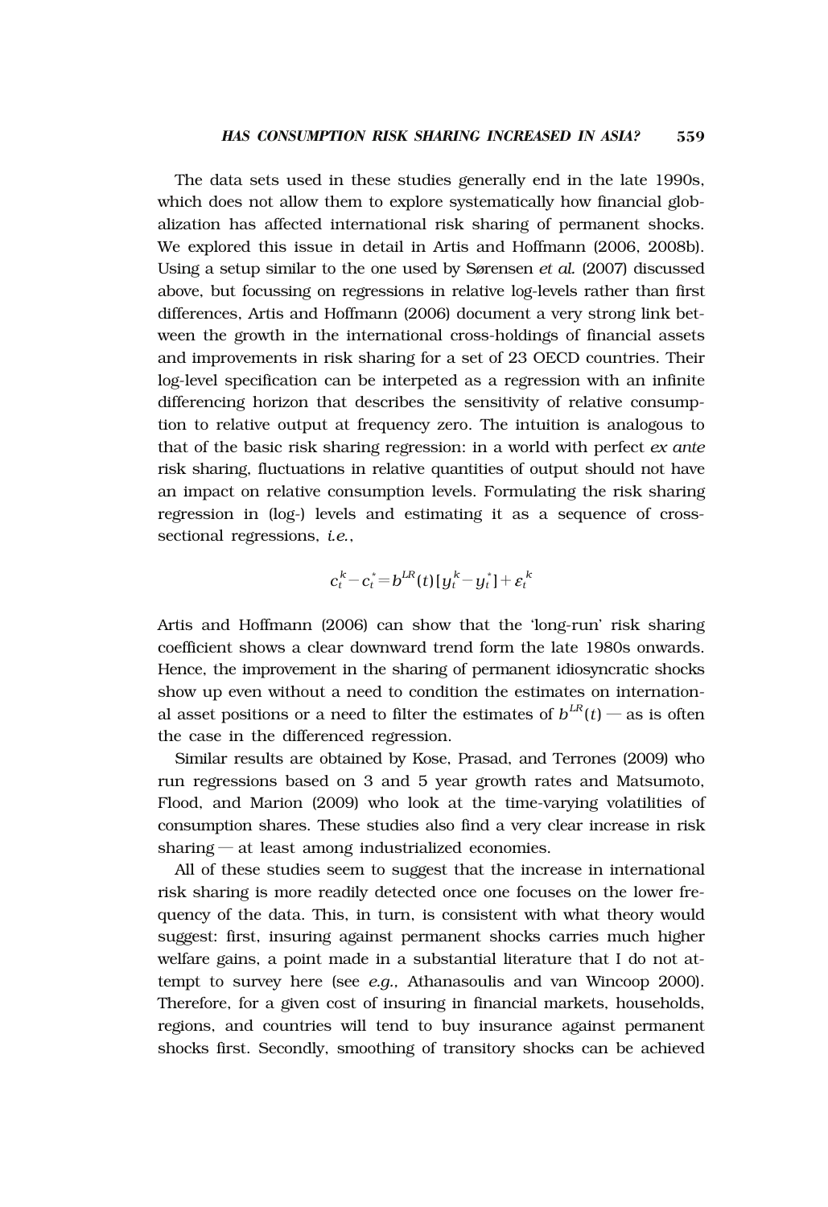The data sets used in these studies generally end in the late 1990s, which does not allow them to explore systematically how financial globalization has affected international risk sharing of permanent shocks. We explored this issue in detail in Artis and Hoffmann (2006, 2008b). Using a setup similar to the one used by Sørensen *et al.* (2007) discussed above, but focussing on regressions in relative log-levels rather than first differences, Artis and Hoffmann (2006) document a very strong link between the growth in the international cross-holdings of financial assets and improvements in risk sharing for a set of 23 OECD countries. Their log-level specification can be interpeted as a regression with an infinite differencing horizon that describes the sensitivity of relative consumption to relative output at frequency zero. The intuition is analogous to that of the basic risk sharing regression: in a world with perfect *ex ante* risk sharing, fluctuations in relative quantities of output should not have an impact on relative consumption levels. Formulating the risk sharing regression in (log-) levels and estimating it as a sequence of cross-sectional regressions, *i.e.*,

$$c_t^k - c_t^* = b^{LR}(t)[y_t^k - y_t^*] + \varepsilon_t^k$$

Artis and Hoffmann (2006) can show that the 'long-run' risk sharing coefficient shows a clear downward trend form the late 1980s onwards. Hence, the improvement in the sharing of permanent idiosyncratic shocks show up even without a need to condition the estimates on international asset positions or a need to filter the estimates of $b^{LR}(t)$ — as is often the case in the differenced regression.

Similar results are obtained by Kose, Prasad, and Terrones (2009) who run regressions based on 3 and 5 year growth rates and Matsumoto, Flood, and Marion (2009) who look at the time-varying volatilities of consumption shares. These studies also find a very clear increase in risk sharing — at least among industrialized economies.

All of these studies seem to suggest that the increase in international risk sharing is more readily detected once one focuses on the lower frequency of the data. This, in turn, is consistent with what theory would suggest: first, insuring against permanent shocks carries much higher welfare gains, a point made in a substantial literature that I do not attempt to survey here (see *e.g.,* Athanasoulis and van Wincoop 2000). Therefore, for a given cost of insuring in financial markets, households, regions, and countries will tend to buy insurance against permanent shocks first. Secondly, smoothing of transitory shocks can be achieved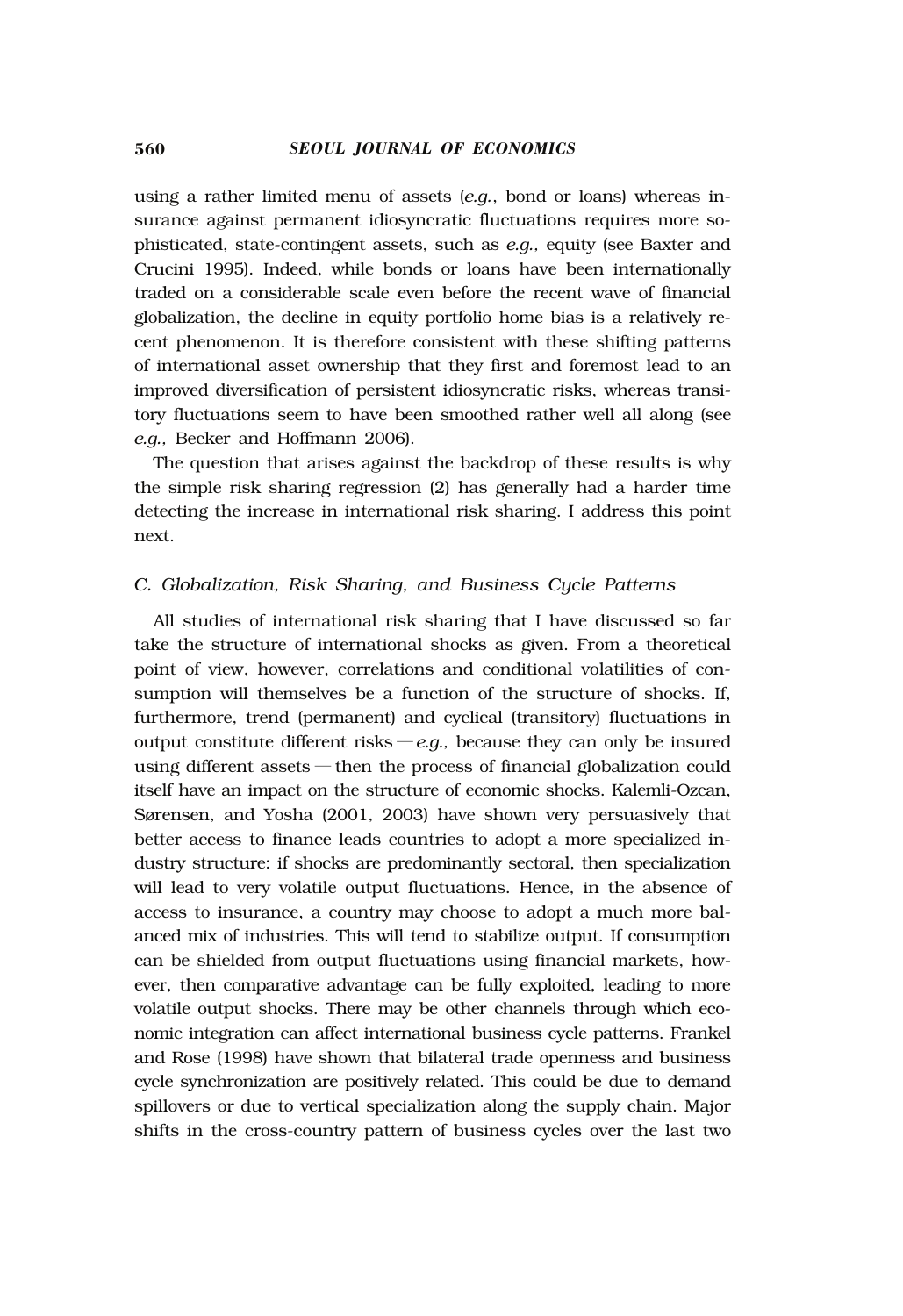using a rather limited menu of assets (*e.g.*, bond or loans) whereas insurance against permanent idiosyncratic fluctuations requires more sophisticated, state-contingent assets, such as *e.g.*, equity (see Baxter and Crucini 1995). Indeed, while bonds or loans have been internationally traded on a considerable scale even before the recent wave of financial globalization, the decline in equity portfolio home bias is a relatively recent phenomenon. It is therefore consistent with these shifting patterns of international asset ownership that they first and foremost lead to an improved diversification of persistent idiosyncratic risks, whereas transitory fluctuations seem to have been smoothed rather well all along (see *e.g.*, Becker and Hoffmann 2006).

The question that arises against the backdrop of these results is why the simple risk sharing regression (2) has generally had a harder time detecting the increase in international risk sharing. I address this point next.

### C. Globalization, Risk Sharing, and Business Cycle Patterns

All studies of international risk sharing that I have discussed so far take the structure of international shocks as given. From a theoretical point of view, however, correlations and conditional volatilities of consumption will themselves be a function of the structure of shocks. If, furthermore, trend (permanent) and cyclical (transitory) fluctuations in output constitute different risks — *e.g.*, because they can only be insured using different assets — then the process of financial globalization could itself have an impact on the structure of economic shocks. Kalemli-Ozcan, Sørensen, and Yosha (2001, 2003) have shown very persuasively that better access to finance leads countries to adopt a more specialized industry structure: if shocks are predominantly sectoral, then specialization will lead to very volatile output fluctuations. Hence, in the absence of access to insurance, a country may choose to adopt a much more balanced mix of industries. This will tend to stabilize output. If consumption can be shielded from output fluctuations using financial markets, however, then comparative advantage can be fully exploited, leading to more volatile output shocks. There may be other channels through which economic integration can affect international business cycle patterns. Frankel and Rose (1998) have shown that bilateral trade openness and business cycle synchronization are positively related. This could be due to demand spillovers or due to vertical specialization along the supply chain. Major shifts in the cross-country pattern of business cycles over the last two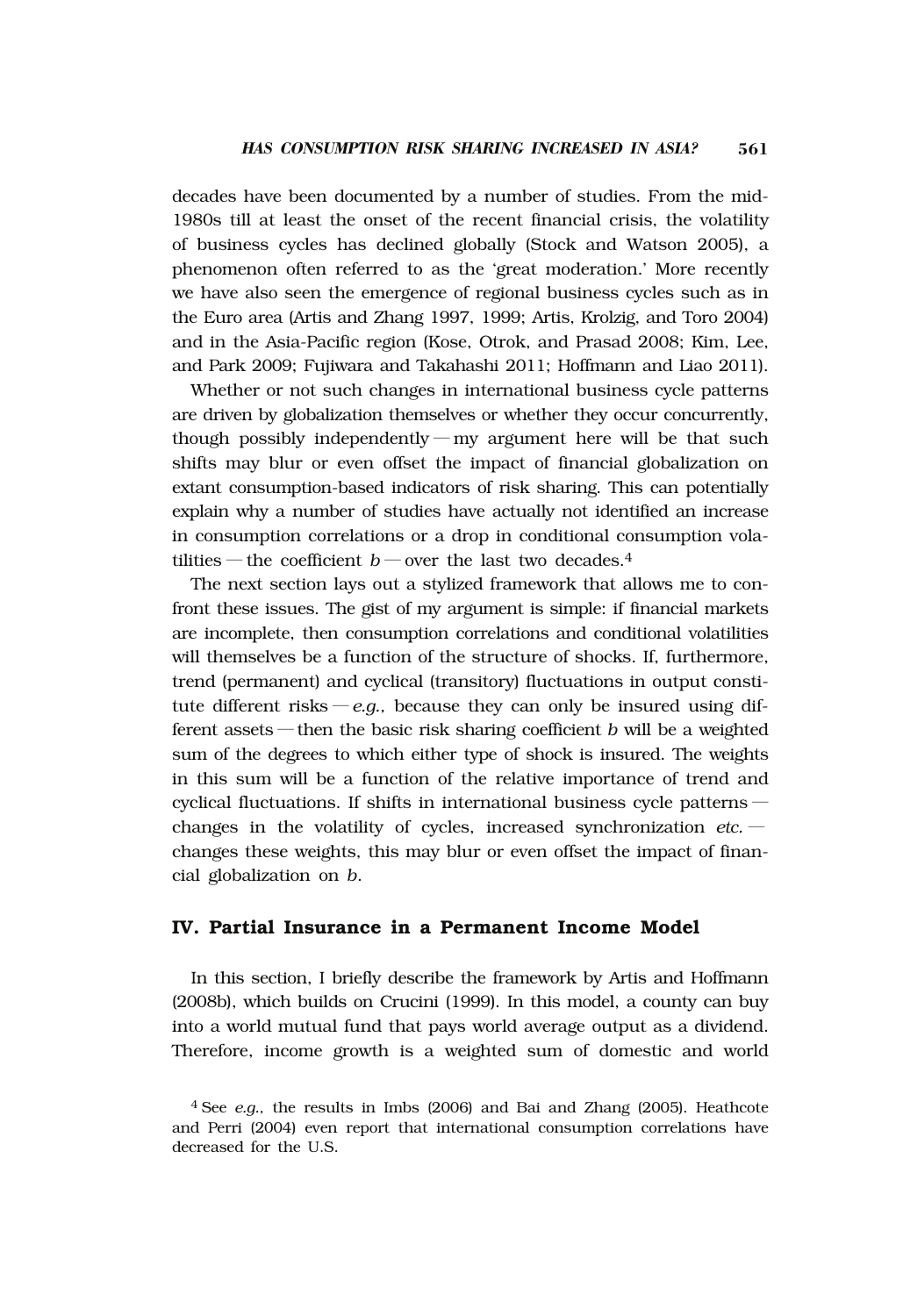decades have been documented by a number of studies. From the mid-1980s till at least the onset of the recent financial crisis, the volatility of business cycles has declined globally (Stock and Watson 2005), a phenomenon often referred to as the 'great moderation.' More recently we have also seen the emergence of regional business cycles such as in the Euro area (Artis and Zhang 1997, 1999; Artis, Krolzig, and Toro 2004) and in the Asia-Pacific region (Kose, Otrok, and Prasad 2008; Kim, Lee, and Park 2009; Fujiwara and Takahashi 2011; Hoffmann and Liao 2011).

Whether or not such changes in international business cycle patterns are driven by globalization themselves or whether they occur concurrently, though possibly independently — my argument here will be that such shifts may blur or even offset the impact of financial globalization on extant consumption-based indicators of risk sharing. This can potentially explain why a number of studies have actually not identified an increase in consumption correlations or a drop in conditional consumption volatilities — the coefficient $b$ — over the last two decades.[4]

The next section lays out a stylized framework that allows me to confront these issues. The gist of my argument is simple: if financial markets are incomplete, then consumption correlations and conditional volatilities will themselves be a function of the structure of shocks. If, furthermore, trend (permanent) and cyclical (transitory) fluctuations in output constitute different risks — *e.g.,* because they can only be insured using different assets — then the basic risk sharing coefficient $b$ will be a weighted sum of the degrees to which either type of shock is insured. The weights in this sum will be a function of the relative importance of trend and cyclical fluctuations. If shifts in international business cycle patterns — changes in the volatility of cycles, increased synchronization *etc.* — changes these weights, this may blur or even offset the impact of financial globalization on $b$.

## IV. Partial Insurance in a Permanent Income Model

In this section, I briefly describe the framework by Artis and Hoffmann (2008b), which builds on Crucini (1999). In this model, a county can buy into a world mutual fund that pays world average output as a dividend. Therefore, income growth is a weighted sum of domestic and world

[4] See *e.g.,* the results in Imbs (2006) and Bai and Zhang (2005). Heathcote and Perri (2004) even report that international consumption correlations have decreased for the U.S.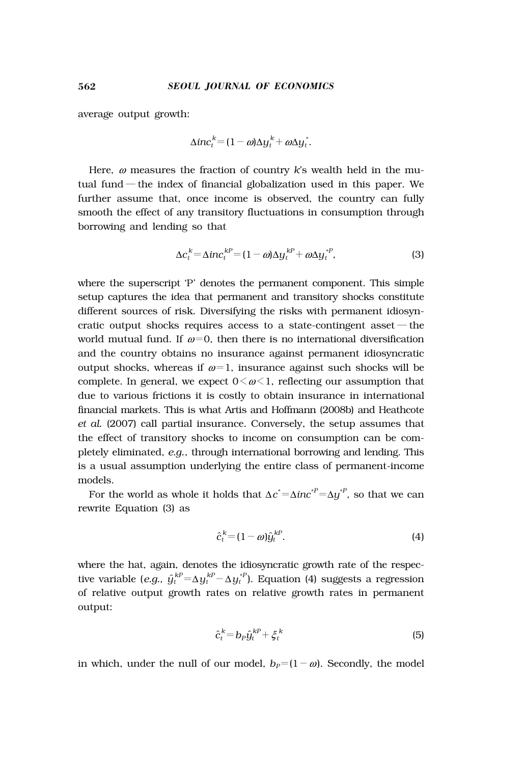average output growth:

$$\Delta inc_t^k = (1-\omega)\Delta y_t^k + \omega \Delta y_t^*.$$

Here, $\omega$ measures the fraction of country $k$'s wealth held in the mutual fund — the index of financial globalization used in this paper. We further assume that, once income is observed, the country can fully smooth the effect of any transitory fluctuations in consumption through borrowing and lending so that

$$\Delta c_t^k = \Delta inc_t^{kP} = (1-\omega)\Delta y_t^{kP} + \omega \Delta y_t^{*P}, \tag{3}$$

where the superscript 'P' denotes the permanent component. This simple setup captures the idea that permanent and transitory shocks constitute different sources of risk. Diversifying the risks with permanent idiosyncratic output shocks requires access to a state-contingent asset — the world mutual fund. If $\omega = 0$, then there is no international diversification and the country obtains no insurance against permanent idiosyncratic output shocks, whereas if $\omega = 1$, insurance against such shocks will be complete. In general, we expect $0 < \omega < 1$, reflecting our assumption that due to various frictions it is costly to obtain insurance in international financial markets. This is what Artis and Hoffmann (2008b) and Heathcote *et al.* (2007) call partial insurance. Conversely, the setup assumes that the effect of transitory shocks to income on consumption can be completely eliminated, *e.g.*, through international borrowing and lending. This is a usual assumption underlying the entire class of permanent-income models.

For the world as whole it holds that $\Delta c^* = \Delta inc^{*P} = \Delta y^{*P}$, so that we can rewrite Equation (3) as

$$\hat{c}_t^k = (1-\omega)\hat{y}_t^{kP}. \tag{4}$$

where the hat, again, denotes the idiosyncratic growth rate of the respective variable (*e.g.*, $\hat{y}_t^{kP} = \Delta y_t^{kP} - \Delta y_t^{*P}$). Equation (4) suggests a regression of relative output growth rates on relative growth rates in permanent output:

$$\hat{c}_t^k = b_P \hat{y}_t^{kP} + \xi_t^k \tag{5}$$

in which, under the null of our model, $b_P = (1-\omega)$. Secondly, the model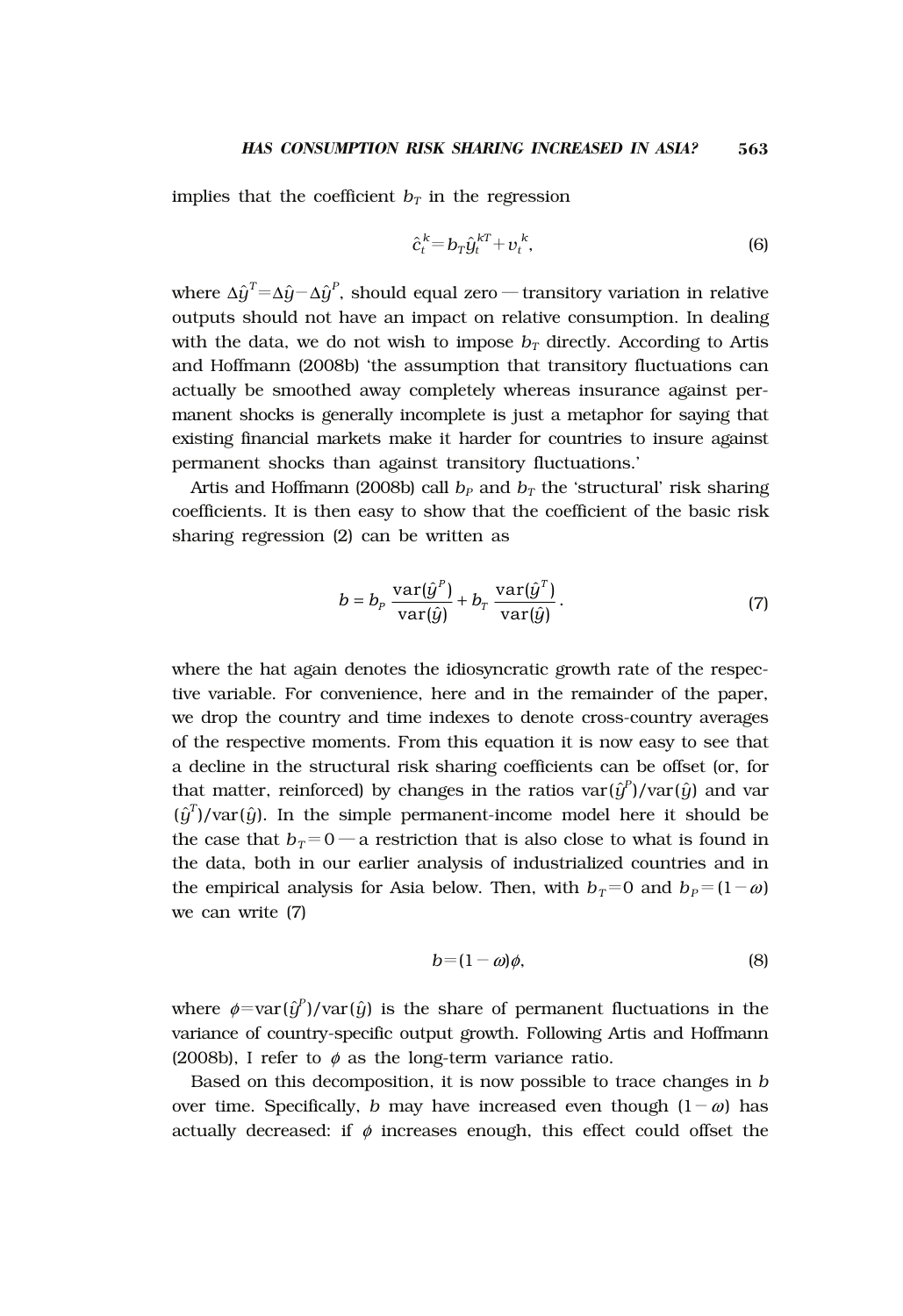implies that the coefficient $b_T$ in the regression

$$\hat{c}_t^k = b_T \hat{y}_t^{kT} + v_t^k, \tag{6}$$

where $\Delta\hat{y}^T = \Delta\hat{y} - \Delta\hat{y}^P$, should equal zero — transitory variation in relative outputs should not have an impact on relative consumption. In dealing with the data, we do not wish to impose $b_T$ directly. According to Artis and Hoffmann (2008b) 'the assumption that transitory fluctuations can actually be smoothed away completely whereas insurance against permanent shocks is generally incomplete is just a metaphor for saying that existing financial markets make it harder for countries to insure against permanent shocks than against transitory fluctuations.'

Artis and Hoffmann (2008b) call $b_P$ and $b_T$ the 'structural' risk sharing coefficients. It is then easy to show that the coefficient of the basic risk sharing regression (2) can be written as

$$b = b_P \frac{\text{var}(\hat{y}^P)}{\text{var}(\hat{y})} + b_T \frac{\text{var}(\hat{y}^T)}{\text{var}(\hat{y})}. \tag{7}$$

where the hat again denotes the idiosyncratic growth rate of the respective variable. For convenience, here and in the remainder of the paper, we drop the country and time indexes to denote cross-country averages of the respective moments. From this equation it is now easy to see that a decline in the structural risk sharing coefficients can be offset (or, for that matter, reinforced) by changes in the ratios $\text{var}(\hat{y}^P)/\text{var}(\hat{y})$ and $\text{var}(\hat{y}^T)/\text{var}(\hat{y})$. In the simple permanent-income model here it should be the case that $b_T = 0$ — a restriction that is also close to what is found in the data, both in our earlier analysis of industrialized countries and in the empirical analysis for Asia below. Then, with $b_T = 0$ and $b_P = (1-\omega)$ we can write (7)

$$b = (1-\omega)\phi, \tag{8}$$

where $\phi = \text{var}(\hat{y}^P)/\text{var}(\hat{y})$ is the share of permanent fluctuations in the variance of country-specific output growth. Following Artis and Hoffmann (2008b), I refer to $\phi$ as the long-term variance ratio.

Based on this decomposition, it is now possible to trace changes in $b$ over time. Specifically, $b$ may have increased even though $(1-\omega)$ has actually decreased: if $\phi$ increases enough, this effect could offset the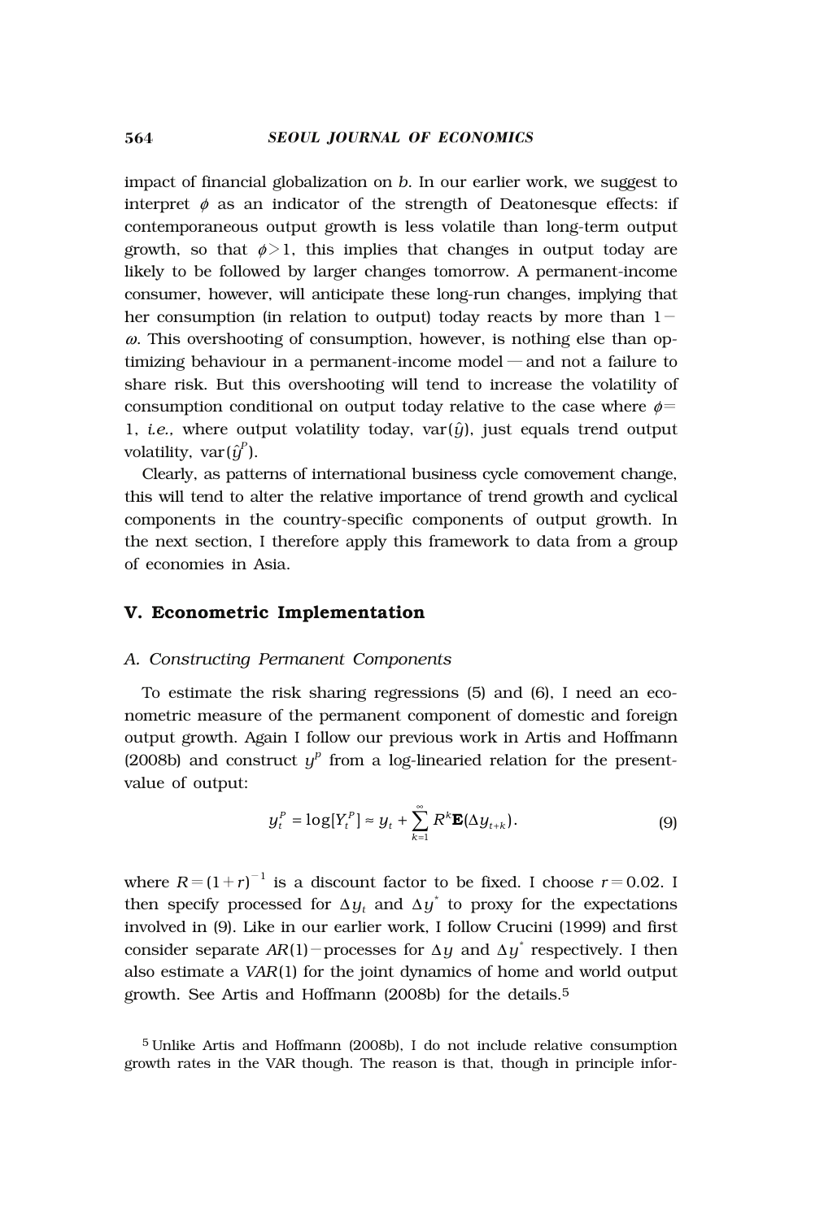impact of financial globalization on $b$. In our earlier work, we suggest to interpret $\phi$ as an indicator of the strength of Deatonesque effects: if contemporaneous output growth is less volatile than long-term output growth, so that $\phi > 1$, this implies that changes in output today are likely to be followed by larger changes tomorrow. A permanent-income consumer, however, will anticipate these long-run changes, implying that her consumption (in relation to output) today reacts by more than $1 - \omega$. This overshooting of consumption, however, is nothing else than optimizing behaviour in a permanent-income model — and not a failure to share risk. But this overshooting will tend to increase the volatility of consumption conditional on output today relative to the case where $\phi = 1$, *i.e.,* where output volatility today, $\text{var}(\hat{y})$, just equals trend output volatility, $\text{var}(\hat{y}^P)$.

Clearly, as patterns of international business cycle comovement change, this will tend to alter the relative importance of trend growth and cyclical components in the country-specific components of output growth. In the next section, I therefore apply this framework to data from a group of economies in Asia.

## V. Econometric Implementation

### *A. Constructing Permanent Components*

To estimate the risk sharing regressions (5) and (6), I need an econometric measure of the permanent component of domestic and foreign output growth. Again I follow our previous work in Artis and Hoffmann (2008b) and construct $y^P$ from a log-linearied relation for the present-value of output:

$$y_t^P = \log[Y_t^P] \approx y_t + \sum_{k=1}^{\infty} R^k \mathbf{E}(\Delta y_{t+k}). \tag{9}$$

where $R = (1+r)^{-1}$ is a discount factor to be fixed. I choose $r = 0.02$. I then specify processed for $\Delta y_t$ and $\Delta y^*$ to proxy for the expectations involved in (9). Like in our earlier work, I follow Crucini (1999) and first consider separate $AR(1)$−processes for $\Delta y$ and $\Delta y^*$ respectively. I then also estimate a $VAR(1)$ for the joint dynamics of home and world output growth. See Artis and Hoffmann (2008b) for the details.[5]

[5] Unlike Artis and Hoffmann (2008b), I do not include relative consumption growth rates in the VAR though. The reason is that, though in principle infor-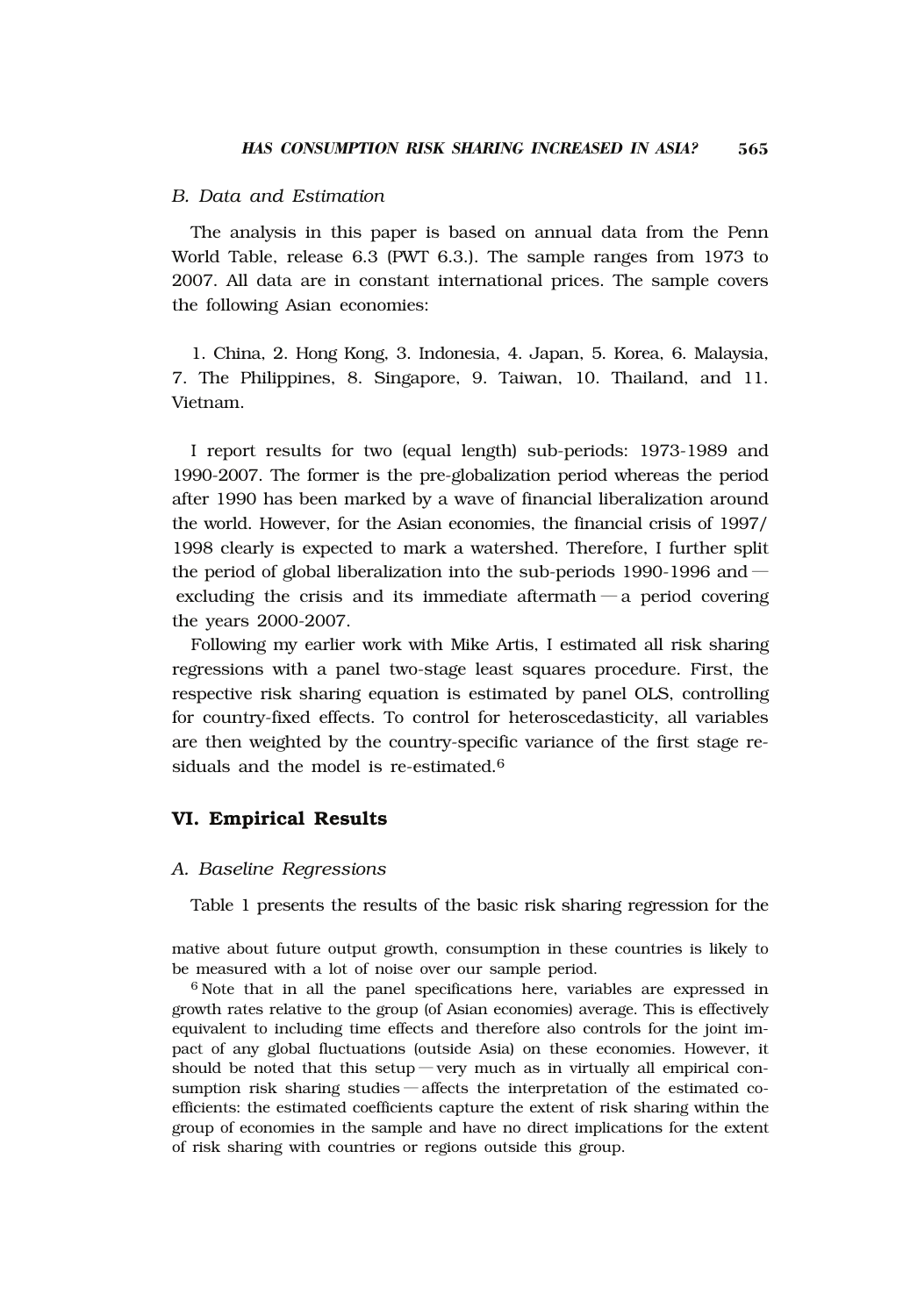*B. Data and Estimation*

The analysis in this paper is based on annual data from the Penn World Table, release 6.3 (PWT 6.3.). The sample ranges from 1973 to 2007. All data are in constant international prices. The sample covers the following Asian economies:

1. China, 2. Hong Kong, 3. Indonesia, 4. Japan, 5. Korea, 6. Malaysia, 7. The Philippines, 8. Singapore, 9. Taiwan, 10. Thailand, and 11. Vietnam.

I report results for two (equal length) sub-periods: 1973-1989 and 1990-2007. The former is the pre-globalization period whereas the period after 1990 has been marked by a wave of financial liberalization around the world. However, for the Asian economies, the financial crisis of 1997/1998 clearly is expected to mark a watershed. Therefore, I further split the period of global liberalization into the sub-periods 1990-1996 and — excluding the crisis and its immediate aftermath — a period covering the years 2000-2007.

Following my earlier work with Mike Artis, I estimated all risk sharing regressions with a panel two-stage least squares procedure. First, the respective risk sharing equation is estimated by panel OLS, controlling for country-fixed effects. To control for heteroscedasticity, all variables are then weighted by the country-specific variance of the first stage residuals and the model is re-estimated.[6]

## VI. Empirical Results

*A. Baseline Regressions*

Table 1 presents the results of the basic risk sharing regression for the

mative about future output growth, consumption in these countries is likely to be measured with a lot of noise over our sample period.

[6] Note that in all the panel specifications here, variables are expressed in growth rates relative to the group (of Asian economies) average. This is effectively equivalent to including time effects and therefore also controls for the joint impact of any global fluctuations (outside Asia) on these economies. However, it should be noted that this setup — very much as in virtually all empirical consumption risk sharing studies — affects the interpretation of the estimated coefficients: the estimated coefficients capture the extent of risk sharing within the group of economies in the sample and have no direct implications for the extent of risk sharing with countries or regions outside this group.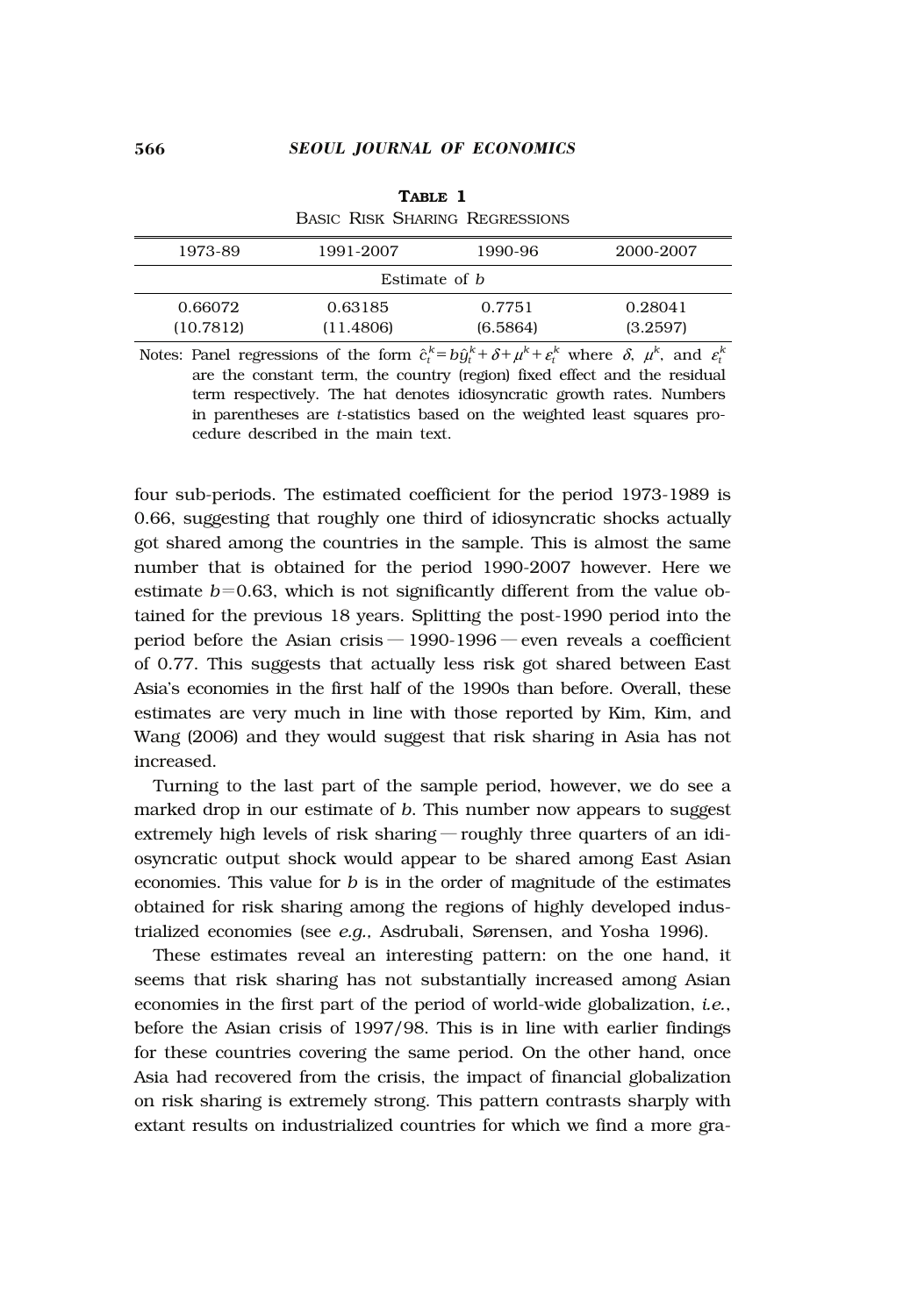**Table 1**

Basic Risk Sharing Regressions

| 1973-89 | 1991-2007 | 1990-96 | 2000-2007 |
|---|---|---|---|
| Estimate of $b$ | | | |
| 0.66072 | 0.63185 | 0.7751 | 0.28041 |
| (10.7812) | (11.4806) | (6.5864) | (3.2597) |

Notes: Panel regressions of the form $\hat{c}_t^k = b\hat{y}_t^k + \delta + \mu^k + \varepsilon_t^k$ where $\delta$, $\mu^k$, and $\varepsilon_t^k$ are the constant term, the country (region) fixed effect and the residual term respectively. The hat denotes idiosyncratic growth rates. Numbers in parentheses are $t$-statistics based on the weighted least squares procedure described in the main text.

four sub-periods. The estimated coefficient for the period 1973-1989 is 0.66, suggesting that roughly one third of idiosyncratic shocks actually got shared among the countries in the sample. This is almost the same number that is obtained for the period 1990-2007 however. Here we estimate $b=0.63$, which is not significantly different from the value obtained for the previous 18 years. Splitting the post-1990 period into the period before the Asian crisis — 1990-1996 — even reveals a coefficient of 0.77. This suggests that actually less risk got shared between East Asia's economies in the first half of the 1990s than before. Overall, these estimates are very much in line with those reported by Kim, Kim, and Wang (2006) and they would suggest that risk sharing in Asia has not increased.

Turning to the last part of the sample period, however, we do see a marked drop in our estimate of $b$. This number now appears to suggest extremely high levels of risk sharing — roughly three quarters of an idiosyncratic output shock would appear to be shared among East Asian economies. This value for $b$ is in the order of magnitude of the estimates obtained for risk sharing among the regions of highly developed industrialized economies (see *e.g.,* Asdrubali, Sørensen, and Yosha 1996).

These estimates reveal an interesting pattern: on the one hand, it seems that risk sharing has not substantially increased among Asian economies in the first part of the period of world-wide globalization, *i.e.*, before the Asian crisis of 1997/98. This is in line with earlier findings for these countries covering the same period. On the other hand, once Asia had recovered from the crisis, the impact of financial globalization on risk sharing is extremely strong. This pattern contrasts sharply with extant results on industrialized countries for which we find a more gra-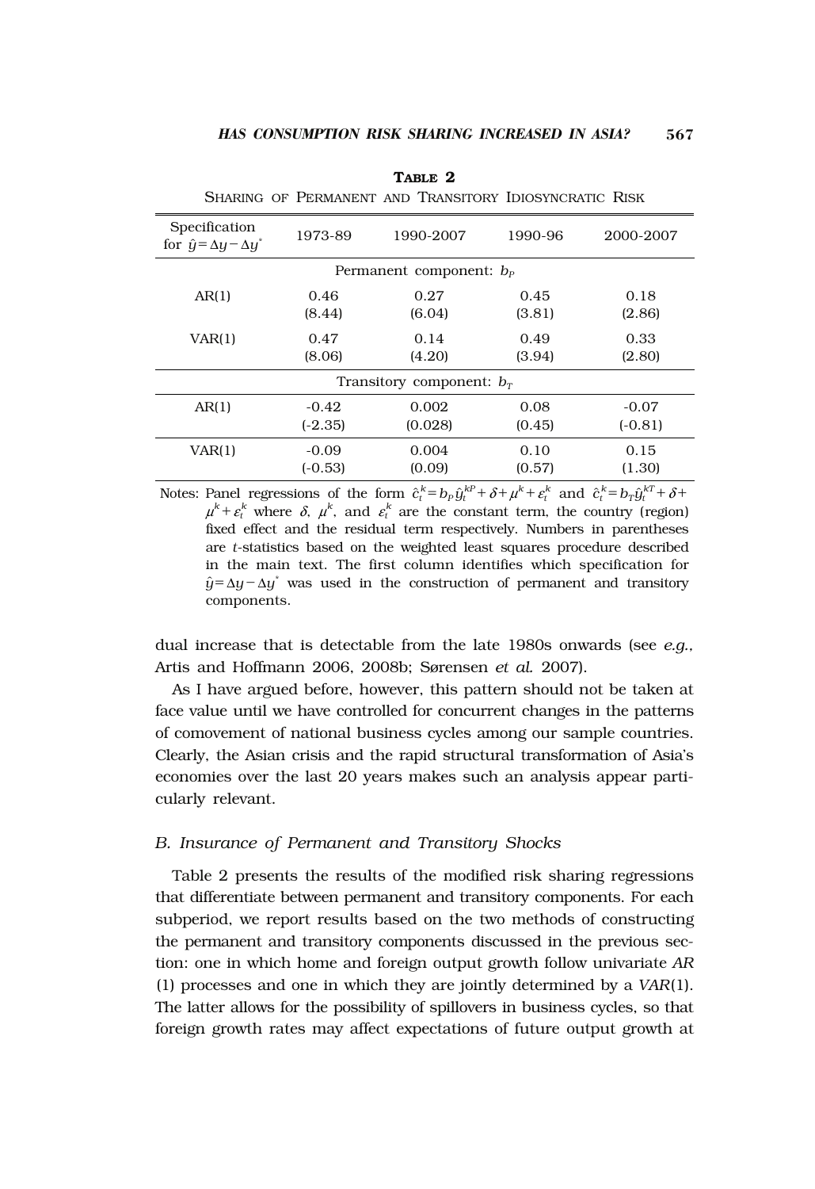**TABLE 2**

SHARING OF PERMANENT AND TRANSITORY IDIOSYNCRATIC RISK

| Specification for $\hat{y} = \Delta y - \Delta y^{*}$ | 1973-89 | 1990-2007 | 1990-96 | 2000-2007 |
|---|---|---|---|---|
| | Permanent component: $b_P$ | | | |
| AR(1) | 0.46 | 0.27 | 0.45 | 0.18 |
| | (8.44) | (6.04) | (3.81) | (2.86) |
| VAR(1) | 0.47 | 0.14 | 0.49 | 0.33 |
| | (8.06) | (4.20) | (3.94) | (2.80) |
| | Transitory component: $b_T$ | | | |
| AR(1) | -0.42 | 0.002 | 0.08 | -0.07 |
| | (-2.35) | (0.028) | (0.45) | (-0.81) |
| VAR(1) | -0.09 | 0.004 | 0.10 | 0.15 |
| | (-0.53) | (0.09) | (0.57) | (1.30) |

Notes: Panel regressions of the form $\hat{c}_t^k = b_P \hat{y}_t^{kP} + \delta + \mu^k + \varepsilon_t^k$ and $\hat{c}_t^k = b_T \hat{y}_t^{kT} + \delta + \mu^k + \varepsilon_t^k$ where $\delta$, $\mu^k$, and $\varepsilon_t^k$ are the constant term, the country (region) fixed effect and the residual term respectively. Numbers in parentheses are *t*-statistics based on the weighted least squares procedure described in the main text. The first column identifies which specification for $\hat{y} = \Delta y - \Delta y^{*}$ was used in the construction of permanent and transitory components.

dual increase that is detectable from the late 1980s onwards (see *e.g.*, Artis and Hoffmann 2006, 2008b; Sørensen *et al.* 2007).

As I have argued before, however, this pattern should not be taken at face value until we have controlled for concurrent changes in the patterns of comovement of national business cycles among our sample countries. Clearly, the Asian crisis and the rapid structural transformation of Asia's economies over the last 20 years makes such an analysis appear particularly relevant.

### *B. Insurance of Permanent and Transitory Shocks*

Table 2 presents the results of the modified risk sharing regressions that differentiate between permanent and transitory components. For each subperiod, we report results based on the two methods of constructing the permanent and transitory components discussed in the previous section: one in which home and foreign output growth follow univariate *AR* (1) processes and one in which they are jointly determined by a *VAR*(1). The latter allows for the possibility of spillovers in business cycles, so that foreign growth rates may affect expectations of future output growth at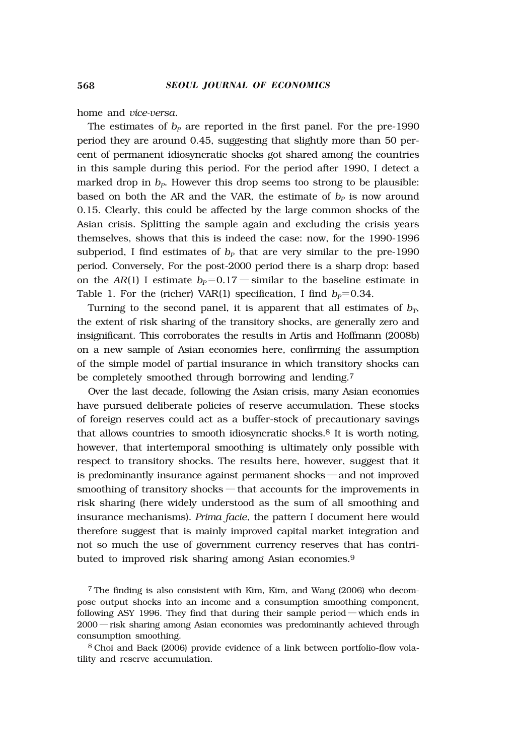home and *vice-versa*.

The estimates of $b_P$ are reported in the first panel. For the pre-1990 period they are around 0.45, suggesting that slightly more than 50 percent of permanent idiosyncratic shocks got shared among the countries in this sample during this period. For the period after 1990, I detect a marked drop in $b_P$. However this drop seems too strong to be plausible: based on both the AR and the VAR, the estimate of $b_P$ is now around 0.15. Clearly, this could be affected by the large common shocks of the Asian crisis. Splitting the sample again and excluding the crisis years themselves, shows that this is indeed the case: now, for the 1990-1996 subperiod, I find estimates of $b_P$ that are very similar to the pre-1990 period. Conversely, For the post-2000 period there is a sharp drop: based on the *AR*(1) I estimate $b_P=0.17$ — similar to the baseline estimate in Table 1. For the (richer) VAR(1) specification, I find $b_P=0.34$.

Turning to the second panel, it is apparent that all estimates of $b_T$, the extent of risk sharing of the transitory shocks, are generally zero and insignificant. This corroborates the results in Artis and Hoffmann (2008b) on a new sample of Asian economies here, confirming the assumption of the simple model of partial insurance in which transitory shocks can be completely smoothed through borrowing and lending.[7]

Over the last decade, following the Asian crisis, many Asian economies have pursued deliberate policies of reserve accumulation. These stocks of foreign reserves could act as a buffer-stock of precautionary savings that allows countries to smooth idiosyncratic shocks.[8] It is worth noting, however, that intertemporal smoothing is ultimately only possible with respect to transitory shocks. The results here, however, suggest that it is predominantly insurance against permanent shocks — and not improved smoothing of transitory shocks — that accounts for the improvements in risk sharing (here widely understood as the sum of all smoothing and insurance mechanisms). *Prima facie*, the pattern I document here would therefore suggest that is mainly improved capital market integration and not so much the use of government currency reserves that has contributed to improved risk sharing among Asian economies.[9]

[7] The finding is also consistent with Kim, Kim, and Wang (2006) who decompose output shocks into an income and a consumption smoothing component, following ASY 1996. They find that during their sample period — which ends in 2000 — risk sharing among Asian economies was predominantly achieved through consumption smoothing.

[8] Choi and Baek (2006) provide evidence of a link between portfolio-flow volatility and reserve accumulation.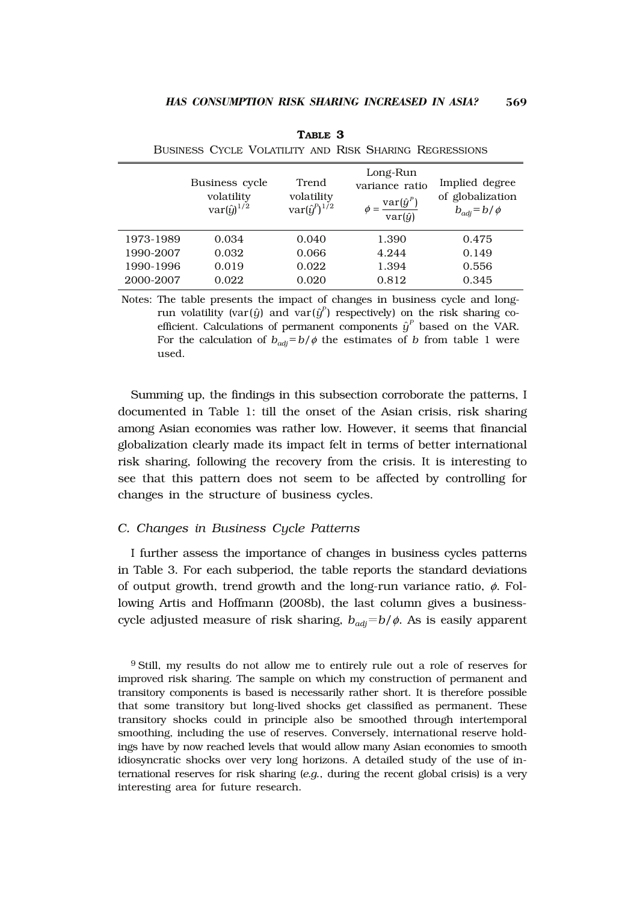**TABLE 3**
BUSINESS CYCLE VOLATILITY AND RISK SHARING REGRESSIONS

| | Business cycle volatility $\text{var}(\hat{y})^{1/2}$ | Trend volatility $\text{var}(\hat{y}^P)^{1/2}$ | Long-Run variance ratio $\phi = \frac{\text{var}(\hat{y}^P)}{\text{var}(\hat{y})}$ | Implied degree of globalization $b_{adj} = b/\phi$ |
|---|---|---|---|---|
| 1973-1989 | 0.034 | 0.040 | 1.390 | 0.475 |
| 1990-2007 | 0.032 | 0.066 | 4.244 | 0.149 |
| 1990-1996 | 0.019 | 0.022 | 1.394 | 0.556 |
| 2000-2007 | 0.022 | 0.020 | 0.812 | 0.345 |

Notes: The table presents the impact of changes in business cycle and long-run volatility ($\text{var}(\hat{y})$ and $\text{var}(\hat{y}^P)$ respectively) on the risk sharing coefficient. Calculations of permanent components $\hat{y}^P$ based on the VAR. For the calculation of $b_{adj} = b/\phi$ the estimates of $b$ from table 1 were used.

Summing up, the findings in this subsection corroborate the patterns, I documented in Table 1: till the onset of the Asian crisis, risk sharing among Asian economies was rather low. However, it seems that financial globalization clearly made its impact felt in terms of better international risk sharing, following the recovery from the crisis. It is interesting to see that this pattern does not seem to be affected by controlling for changes in the structure of business cycles.

### *C. Changes in Business Cycle Patterns*

I further assess the importance of changes in business cycles patterns in Table 3. For each subperiod, the table reports the standard deviations of output growth, trend growth and the long-run variance ratio, $\phi$. Following Artis and Hoffmann (2008b), the last column gives a business-cycle adjusted measure of risk sharing, $b_{adj} = b/\phi$. As is easily apparent

[9] Still, my results do not allow me to entirely rule out a role of reserves for improved risk sharing. The sample on which my construction of permanent and transitory components is based is necessarily rather short. It is therefore possible that some transitory but long-lived shocks get classified as permanent. These transitory shocks could in principle also be smoothed through intertemporal smoothing, including the use of reserves. Conversely, international reserve holdings have by now reached levels that would allow many Asian economies to smooth idiosyncratic shocks over very long horizons. A detailed study of the use of international reserves for risk sharing (*e.g.*, during the recent global crisis) is a very interesting area for future research.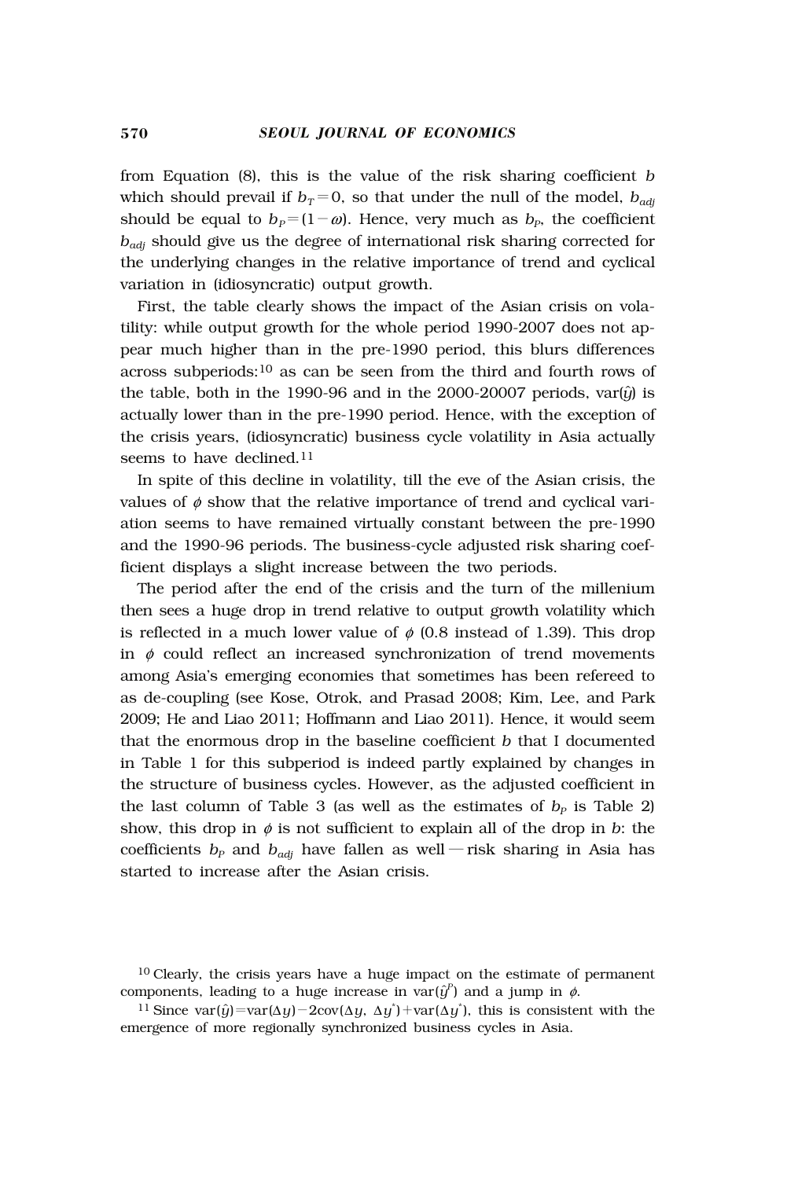from Equation (8), this is the value of the risk sharing coefficient $b$ which should prevail if $b_T = 0$, so that under the null of the model, $b_{adj}$ should be equal to $b_P = (1-\omega)$. Hence, very much as $b_P$, the coefficient $b_{adj}$ should give us the degree of international risk sharing corrected for the underlying changes in the relative importance of trend and cyclical variation in (idiosyncratic) output growth.

First, the table clearly shows the impact of the Asian crisis on volatility: while output growth for the whole period 1990-2007 does not appear much higher than in the pre-1990 period, this blurs differences across subperiods:[10] as can be seen from the third and fourth rows of the table, both in the 1990-96 and in the 2000-20007 periods, var($\hat{y}$) is actually lower than in the pre-1990 period. Hence, with the exception of the crisis years, (idiosyncratic) business cycle volatility in Asia actually seems to have declined.[11]

In spite of this decline in volatility, till the eve of the Asian crisis, the values of $\phi$ show that the relative importance of trend and cyclical variation seems to have remained virtually constant between the pre-1990 and the 1990-96 periods. The business-cycle adjusted risk sharing coefficient displays a slight increase between the two periods.

The period after the end of the crisis and the turn of the millenium then sees a huge drop in trend relative to output growth volatility which is reflected in a much lower value of $\phi$ (0.8 instead of 1.39). This drop in $\phi$ could reflect an increased synchronization of trend movements among Asia's emerging economies that sometimes has been refereed to as de-coupling (see Kose, Otrok, and Prasad 2008; Kim, Lee, and Park 2009; He and Liao 2011; Hoffmann and Liao 2011). Hence, it would seem that the enormous drop in the baseline coefficient $b$ that I documented in Table 1 for this subperiod is indeed partly explained by changes in the structure of business cycles. However, as the adjusted coefficient in the last column of Table 3 (as well as the estimates of $b_P$ is Table 2) show, this drop in $\phi$ is not sufficient to explain all of the drop in $b$: the coefficients $b_P$ and $b_{adj}$ have fallen as well — risk sharing in Asia has started to increase after the Asian crisis.

[10] Clearly, the crisis years have a huge impact on the estimate of permanent components, leading to a huge increase in var($\hat{y}^P$) and a jump in $\phi$.

[11] Since var($\hat{y}$)=var($\Delta y$)−2cov($\Delta y$, $\Delta y^*$)+var($\Delta y^*$), this is consistent with the emergence of more regionally synchronized business cycles in Asia.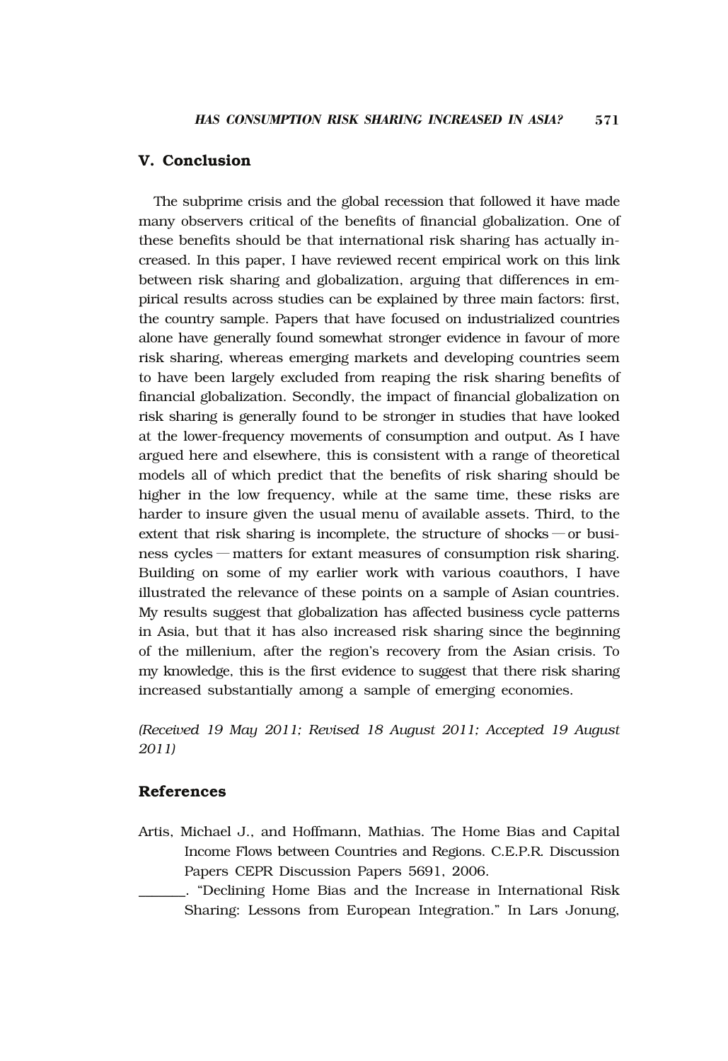## V. Conclusion

The subprime crisis and the global recession that followed it have made many observers critical of the benefits of financial globalization. One of these benefits should be that international risk sharing has actually increased. In this paper, I have reviewed recent empirical work on this link between risk sharing and globalization, arguing that differences in empirical results across studies can be explained by three main factors: first, the country sample. Papers that have focused on industrialized countries alone have generally found somewhat stronger evidence in favour of more risk sharing, whereas emerging markets and developing countries seem to have been largely excluded from reaping the risk sharing benefits of financial globalization. Secondly, the impact of financial globalization on risk sharing is generally found to be stronger in studies that have looked at the lower-frequency movements of consumption and output. As I have argued here and elsewhere, this is consistent with a range of theoretical models all of which predict that the benefits of risk sharing should be higher in the low frequency, while at the same time, these risks are harder to insure given the usual menu of available assets. Third, to the extent that risk sharing is incomplete, the structure of shocks — or business cycles — matters for extant measures of consumption risk sharing. Building on some of my earlier work with various coauthors, I have illustrated the relevance of these points on a sample of Asian countries. My results suggest that globalization has affected business cycle patterns in Asia, but that it has also increased risk sharing since the beginning of the millenium, after the region's recovery from the Asian crisis. To my knowledge, this is the first evidence to suggest that there risk sharing increased substantially among a sample of emerging economies.

*(Received 19 May 2011; Revised 18 August 2011; Accepted 19 August 2011)*

## References

Artis, Michael J., and Hoffmann, Mathias. The Home Bias and Capital Income Flows between Countries and Regions. C.E.P.R. Discussion Papers CEPR Discussion Papers 5691, 2006.

______. "Declining Home Bias and the Increase in International Risk Sharing: Lessons from European Integration." In Lars Jonung,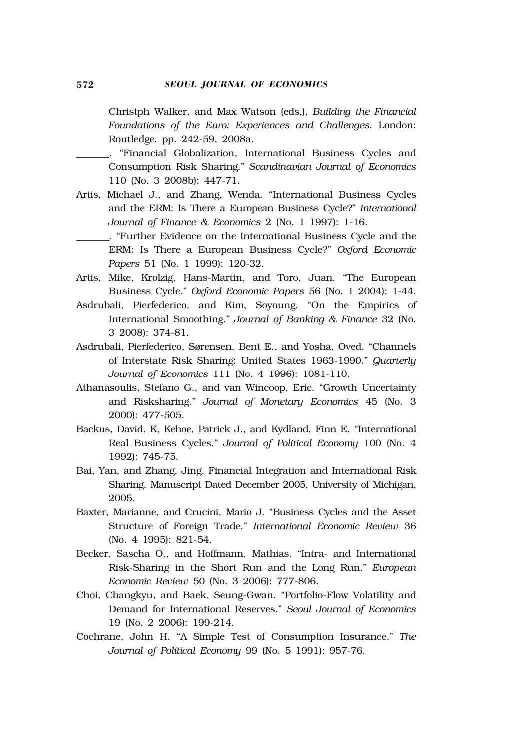Christph Walker, and Max Watson (eds,), *Building the Financial Foundations of the Euro: Experiences and Challenges*. London: Routledge, pp. 242-59, 2008a.

\_\_\_\_\_\_. "Financial Globalization, International Business Cycles and Consumption Risk Sharing." *Scandinavian Journal of Economics* 110 (No. 3 2008b): 447-71.

Artis, Michael J., and Zhang, Wenda. "International Business Cycles and the ERM: Is There a European Business Cycle?" *International Journal of Finance & Economics* 2 (No. 1 1997): 1-16.

\_\_\_\_\_\_. "Further Evidence on the International Business Cycle and the ERM: Is There a European Business Cycle?" *Oxford Economic Papers* 51 (No. 1 1999): 120-32.

Artis, Mike, Krolzig, Hans-Martin, and Toro, Juan. "The European Business Cycle." *Oxford Economic Papers* 56 (No. 1 2004): 1-44.

Asdrubali, Pierfederico, and Kim, Soyoung. "On the Empirics of International Smoothing." *Journal of Banking & Finance* 32 (No. 3 2008): 374-81.

Asdrubali, Pierfederico, Sørensen, Bent E., and Yosha, Oved. "Channels of Interstate Risk Sharing: United States 1963-1990." *Quarterly Journal of Economics* 111 (No. 4 1996): 1081-110.

Athanasoulis, Stefano G., and van Wincoop, Eric. "Growth Uncertainty and Risksharing." *Journal of Monetary Economics* 45 (No. 3 2000): 477-505.

Backus, David. K, Kehoe, Patrick J., and Kydland, Finn E. "International Real Business Cycles." *Journal of Political Economy* 100 (No. 4 1992): 745-75.

Bai, Yan, and Zhang, Jing. Financial Integration and International Risk Sharing. Manuscript Dated December 2005, University of Michigan, 2005.

Baxter, Marianne, and Crucini, Mario J. "Business Cycles and the Asset Structure of Foreign Trade." *International Economic Review* 36 (No. 4 1995): 821-54.

Becker, Sascha O., and Hoffmann, Mathias. "Intra- and International Risk-Sharing in the Short Run and the Long Run." *European Economic Review* 50 (No. 3 2006): 777-806.

Choi, Changkyu, and Baek, Seung-Gwan. "Portfolio-Flow Volatility and Demand for International Reserves." *Seoul Journal of Economics* 19 (No. 2 2006): 199-214.

Cochrane, John H. "A Simple Test of Consumption Insurance." *The Journal of Political Economy* 99 (No. 5 1991): 957-76.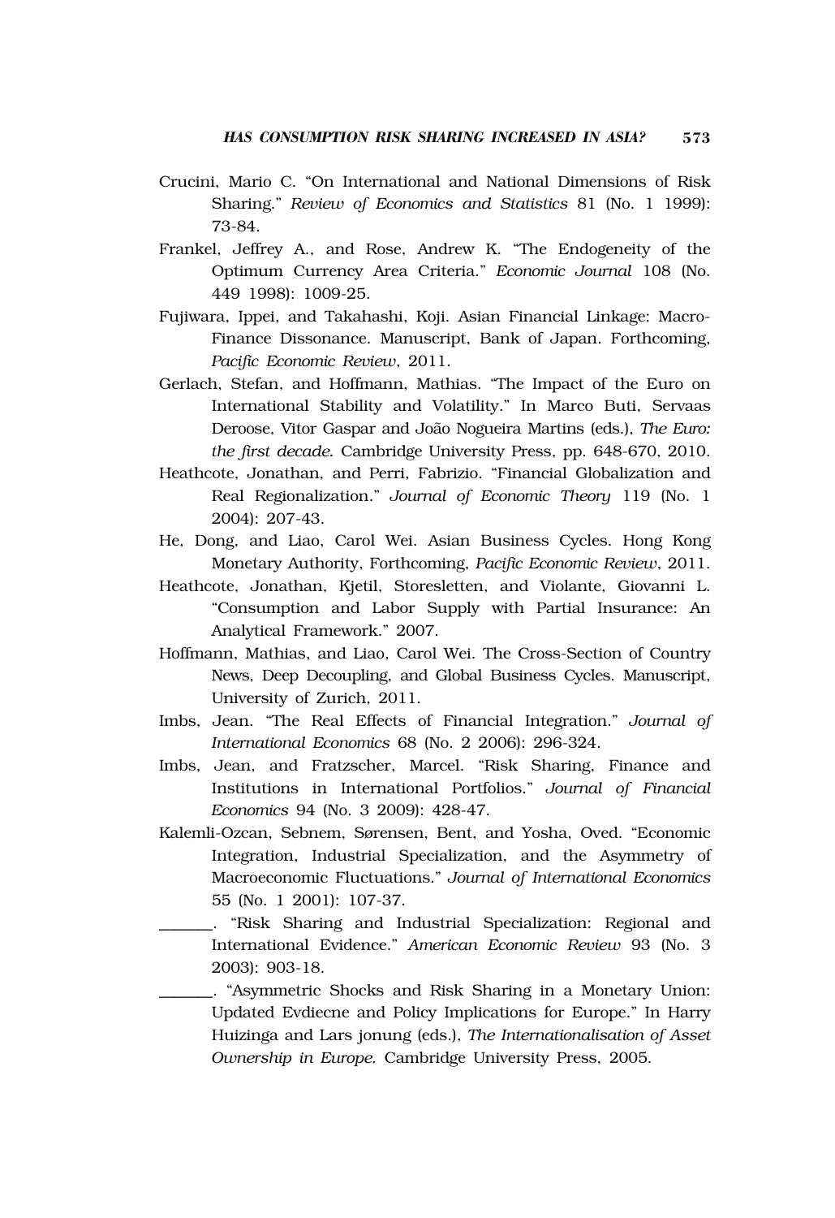Crucini, Mario C. "On International and National Dimensions of Risk Sharing." *Review of Economics and Statistics* 81 (No. 1 1999): 73-84.

Frankel, Jeffrey A., and Rose, Andrew K. "The Endogeneity of the Optimum Currency Area Criteria." *Economic Journal* 108 (No. 449 1998): 1009-25.

Fujiwara, Ippei, and Takahashi, Koji. Asian Financial Linkage: Macro-Finance Dissonance. Manuscript, Bank of Japan. Forthcoming, *Pacific Economic Review*, 2011.

Gerlach, Stefan, and Hoffmann, Mathias. "The Impact of the Euro on International Stability and Volatility." In Marco Buti, Servaas Deroose, Vitor Gaspar and João Nogueira Martins (eds.), *The Euro: the first decade.* Cambridge University Press, pp. 648-670, 2010.

Heathcote, Jonathan, and Perri, Fabrizio. "Financial Globalization and Real Regionalization." *Journal of Economic Theory* 119 (No. 1 2004): 207-43.

He, Dong, and Liao, Carol Wei. Asian Business Cycles. Hong Kong Monetary Authority, Forthcoming, *Pacific Economic Review*, 2011.

Heathcote, Jonathan, Kjetil, Storesletten, and Violante, Giovanni L. "Consumption and Labor Supply with Partial Insurance: An Analytical Framework." 2007.

Hoffmann, Mathias, and Liao, Carol Wei. The Cross-Section of Country News, Deep Decoupling, and Global Business Cycles. Manuscript, University of Zurich, 2011.

Imbs, Jean. "The Real Effects of Financial Integration." *Journal of International Economics* 68 (No. 2 2006): 296-324.

Imbs, Jean, and Fratzscher, Marcel. "Risk Sharing, Finance and Institutions in International Portfolios." *Journal of Financial Economics* 94 (No. 3 2009): 428-47.

Kalemli-Ozcan, Sebnem, Sørensen, Bent, and Yosha, Oved. "Economic Integration, Industrial Specialization, and the Asymmetry of Macroeconomic Fluctuations." *Journal of International Economics* 55 (No. 1 2001): 107-37.

\_\_\_\_\_\_. "Risk Sharing and Industrial Specialization: Regional and International Evidence." *American Economic Review* 93 (No. 3 2003): 903-18.

\_\_\_\_\_\_. "Asymmetric Shocks and Risk Sharing in a Monetary Union: Updated Evdiecne and Policy Implications for Europe." In Harry Huizinga and Lars jonung (eds.), *The Internationalisation of Asset Ownership in Europe.* Cambridge University Press, 2005.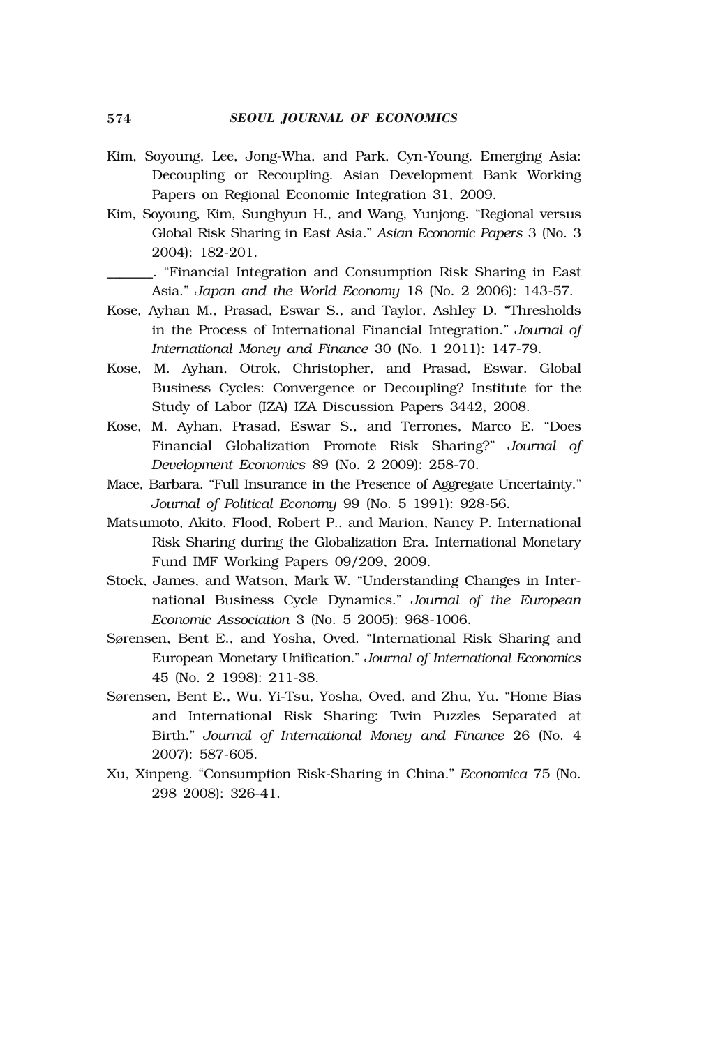Kim, Soyoung, Lee, Jong-Wha, and Park, Cyn-Young. Emerging Asia: Decoupling or Recoupling. Asian Development Bank Working Papers on Regional Economic Integration 31, 2009.

Kim, Soyoung, Kim, Sunghyun H., and Wang, Yunjong. "Regional versus Global Risk Sharing in East Asia." *Asian Economic Papers* 3 (No. 3 2004): 182-201.

\_\_\_\_\_\_. "Financial Integration and Consumption Risk Sharing in East Asia." *Japan and the World Economy* 18 (No. 2 2006): 143-57.

Kose, Ayhan M., Prasad, Eswar S., and Taylor, Ashley D. "Thresholds in the Process of International Financial Integration." *Journal of International Money and Finance* 30 (No. 1 2011): 147-79.

Kose, M. Ayhan, Otrok, Christopher, and Prasad, Eswar. Global Business Cycles: Convergence or Decoupling? Institute for the Study of Labor (IZA) IZA Discussion Papers 3442, 2008.

Kose, M. Ayhan, Prasad, Eswar S., and Terrones, Marco E. "Does Financial Globalization Promote Risk Sharing?" *Journal of Development Economics* 89 (No. 2 2009): 258-70.

Mace, Barbara. "Full Insurance in the Presence of Aggregate Uncertainty." *Journal of Political Economy* 99 (No. 5 1991): 928-56.

Matsumoto, Akito, Flood, Robert P., and Marion, Nancy P. International Risk Sharing during the Globalization Era. International Monetary Fund IMF Working Papers 09/209, 2009.

Stock, James, and Watson, Mark W. "Understanding Changes in International Business Cycle Dynamics." *Journal of the European Economic Association* 3 (No. 5 2005): 968-1006.

Sørensen, Bent E., and Yosha, Oved. "International Risk Sharing and European Monetary Unification." *Journal of International Economics* 45 (No. 2 1998): 211-38.

Sørensen, Bent E., Wu, Yi-Tsu, Yosha, Oved, and Zhu, Yu. "Home Bias and International Risk Sharing: Twin Puzzles Separated at Birth." *Journal of International Money and Finance* 26 (No. 4 2007): 587-605.

Xu, Xinpeng. "Consumption Risk-Sharing in China." *Economica* 75 (No. 298 2008): 326-41.